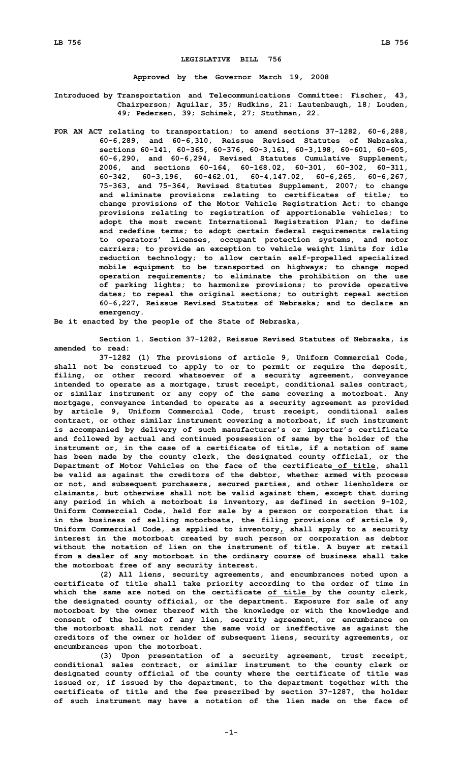# LEGISLATIVE BILL 756

**Approved by the Governor March 19, 2008**

**Introduced by Transportation and Telecommunications Committee: Fischer, 43, Chairperson; Aguilar, 35; Hudkins, 21; Lautenbaugh, 18; Louden, 49; Pedersen, 39; Schimek, 27; Stuthman, 22.**

**FOR AN ACT relating to transportation; to amend sections 37-1282, 60-6,288, 60-6,289, and 60-6,310, Reissue Revised Statutes of Nebraska, sections 60-141, 60-365, 60-376, 60-3,161, 60-3,198, 60-601, 60-605, 60-6,290, and 60-6,294, Revised Statutes Cumulative Supplement, 2006, and sections 60-164, 60-168.02, 60-301, 60-302, 60-311, 60-342, 60-3,196, 60-462.01, 60-4,147.02, 60-6,265, 60-6,267, 75-363, and 75-364, Revised Statutes Supplement, 2007; to change and eliminate provisions relating to certificates of title; to change provisions of the Motor Vehicle Registration Act; to change provisions relating to registration of apportionable vehicles; to adopt the most recent International Registration Plan; to define and redefine terms; to adopt certain federal requirements relating to operators' licenses, occupant protection systems, and motor carriers; to provide an exception to vehicle weight limits for idle reduction technology; to allow certain self-propelled specialized mobile equipment to be transported on highways; to change moped operation requirements; to eliminate the prohibition on the use of parking lights; to harmonize provisions; to provide operative dates; to repeal the original sections; to outright repeal section 60-6,227, Reissue Revised Statutes of Nebraska; and to declare an emergency.**

**Be it enacted by the people of the State of Nebraska,**

**Section 1. Section 37-1282, Reissue Revised Statutes of Nebraska, is amended to read:**

**37-1282 (1) The provisions of article 9, Uniform Commercial Code, shall not be construed to apply to or to permit or require the deposit, filing, or other record whatsoever of a security agreement, conveyance intended to operate as a mortgage, trust receipt, conditional sales contract, or similar instrument or any copy of the same covering a motorboat. Any mortgage, conveyance intended to operate as a security agreement as provided by article 9, Uniform Commercial Code, trust receipt, conditional sales contract, or other similar instrument covering a motorboat, if such instrument is accompanied by delivery of such manufacturer's or importer's certificate and followed by actual and continued possession of same by the holder of the instrument or, in the case of a certificate of title, if a notation of same has been made by the county clerk, the designated county official, or the Department of Motor Vehicles on the face of the certificate of title, shall be valid as against the creditors of the debtor, whether armed with process or not, and subsequent purchasers, secured parties, and other lienholders or claimants, but otherwise shall not be valid against them, except that during any period in which a motorboat is inventory, as defined in section 9-102, Uniform Commercial Code, held for sale by a person or corporation that is in the business of selling motorboats, the filing provisions of article 9, Uniform Commercial Code, as applied to inventory, shall apply to a security interest in the motorboat created by such person or corporation as debtor without the notation of lien on the instrument of title. A buyer at retail from a dealer of any motorboat in the ordinary course of business shall take the motorboat free of any security interest.**

**(2) All liens, security agreements, and encumbrances noted upon a certificate of title shall take priority according to the order of time in which the same are noted on the certificate of title by the county clerk, the designated county official, or the department. Exposure for sale of any motorboat by the owner thereof with the knowledge or with the knowledge and consent of the holder of any lien, security agreement, or encumbrance on the motorboat shall not render the same void or ineffective as against the creditors of the owner or holder of subsequent liens, security agreements, or encumbrances upon the motorboat.**

**(3) Upon presentation of a security agreement, trust receipt, conditional sales contract, or similar instrument to the county clerk or designated county official of the county where the certificate of title was issued or, if issued by the department, to the department together with the certificate of title and the fee prescribed by section 37-1287, the holder of such instrument may have a notation of the lien made on the face of**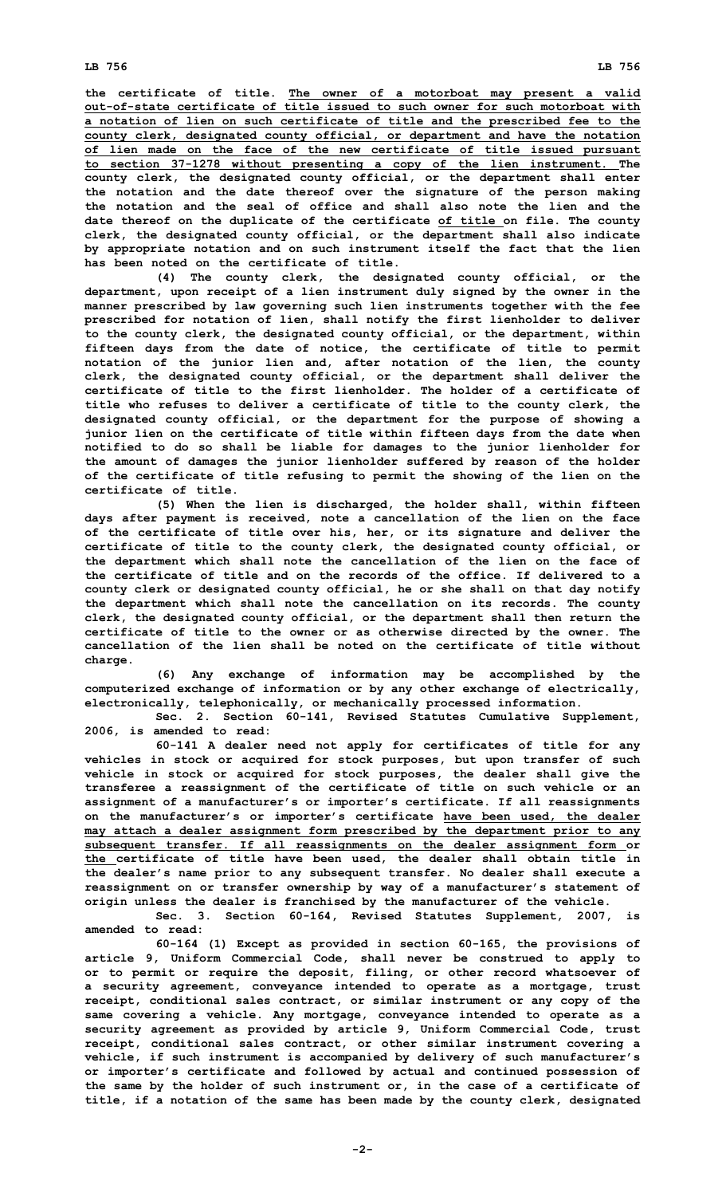**the certificate of title. The owner of a motorboat may present a valid out-of-state certificate of title issued to such owner for such motorboat with a notation of lien on such certificate of title and the prescribed fee to the county clerk, designated county official, or department and have the notation of lien made on the face of the new certificate of title issued pursuant to section 37-1278 without presenting a copy of the lien instrument. The county clerk, the designated county official, or the department shall enter the notation and the date thereof over the signature of the person making the notation and the seal of office and shall also note the lien and the date thereof on the duplicate of the certificate of title on file. The county clerk, the designated county official, or the department shall also indicate by appropriate notation and on such instrument itself the fact that the lien has been noted on the certificate of title.**

**(4) The county clerk, the designated county official, or the department, upon receipt of a lien instrument duly signed by the owner in the manner prescribed by law governing such lien instruments together with the fee prescribed for notation of lien, shall notify the first lienholder to deliver to the county clerk, the designated county official, or the department, within fifteen days from the date of notice, the certificate of title to permit notation of the junior lien and, after notation of the lien, the county clerk, the designated county official, or the department shall deliver the certificate of title to the first lienholder. The holder of a certificate of title who refuses to deliver a certificate of title to the county clerk, the designated county official, or the department for the purpose of showing a junior lien on the certificate of title within fifteen days from the date when notified to do so shall be liable for damages to the junior lienholder for the amount of damages the junior lienholder suffered by reason of the holder of the certificate of title refusing to permit the showing of the lien on the certificate of title.**

**(5) When the lien is discharged, the holder shall, within fifteen days after payment is received, note a cancellation of the lien on the face of the certificate of title over his, her, or its signature and deliver the certificate of title to the county clerk, the designated county official, or the department which shall note the cancellation of the lien on the face of the certificate of title and on the records of the office. If delivered to a county clerk or designated county official, he or she shall on that day notify the department which shall note the cancellation on its records. The county clerk, the designated county official, or the department shall then return the certificate of title to the owner or as otherwise directed by the owner. The cancellation of the lien shall be noted on the certificate of title without charge.**

**(6) Any exchange of information may be accomplished by the computerized exchange of information or by any other exchange of electrically, electronically, telephonically, or mechanically processed information.**

**Sec. 2. Section 60-141, Revised Statutes Cumulative Supplement, 2006, is amended to read:**

**60-141 A dealer need not apply for certificates of title for any vehicles in stock or acquired for stock purposes, but upon transfer of such vehicle in stock or acquired for stock purposes, the dealer shall give the transferee a reassignment of the certificate of title on such vehicle or an assignment of a manufacturer's or importer's certificate. If all reassignments on the manufacturer's or importer's certificate have been used, the dealer may attach a dealer assignment form prescribed by the department prior to any subsequent transfer. If all reassignments on the dealer assignment form or the certificate of title have been used, the dealer shall obtain title in the dealer's name prior to any subsequent transfer. No dealer shall execute a reassignment on or transfer ownership by way of a manufacturer's statement of origin unless the dealer is franchised by the manufacturer of the vehicle.**

**Sec. 3. Section 60-164, Revised Statutes Supplement, 2007, is amended to read:**

**60-164 (1) Except as provided in section 60-165, the provisions of article 9, Uniform Commercial Code, shall never be construed to apply to or to permit or require the deposit, filing, or other record whatsoever of a security agreement, conveyance intended to operate as a mortgage, trust receipt, conditional sales contract, or similar instrument or any copy of the same covering a vehicle. Any mortgage, conveyance intended to operate as a security agreement as provided by article 9, Uniform Commercial Code, trust receipt, conditional sales contract, or other similar instrument covering a vehicle, if such instrument is accompanied by delivery of such manufacturer's or importer's certificate and followed by actual and continued possession of the same by the holder of such instrument or, in the case of a certificate of title, if a notation of the same has been made by the county clerk, designated**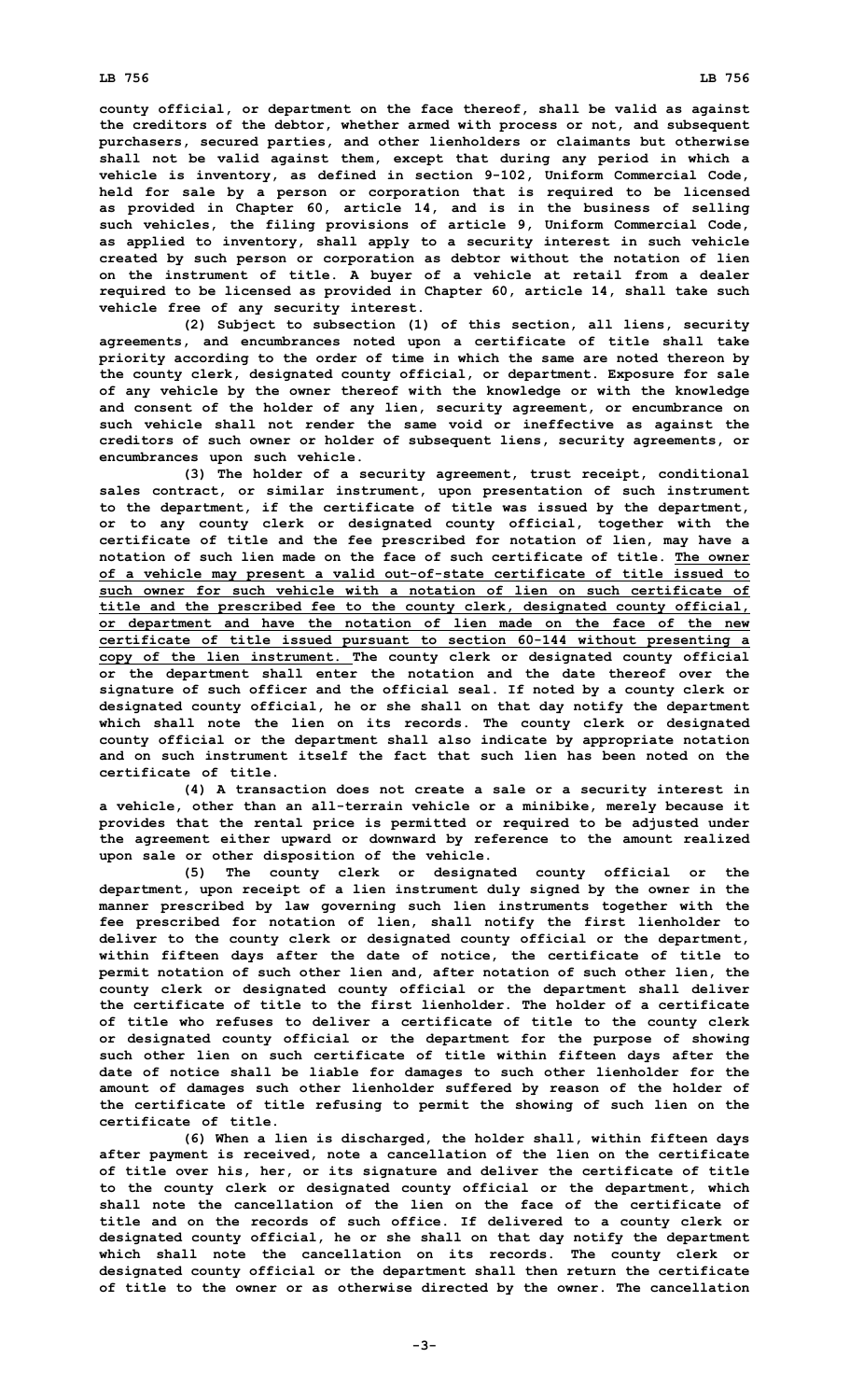county official, or department on the face thereof, shall be valid as against the creditors of the debtor, whether armed with process or not, and subsequent purchasers, secured parties, and other lienholders or claimants but otherwise shall not be valid against them, except that during any period in which a vehicle is inventory, as defined in section 9-102, Uniform Commercial Code, held for sale by a person or corporation that is required to be licensed as provided in Chapter 60, article 14, and is in the business of selling such vehicles, the filing provisions of article 9, Uniform Commercial Code, as applied to inventory, shall apply to a security interest in such vehicle created by such person or corporation as debtor without the notation of lien on the instrument of title. A buyer of a vehicle at retail from a dealer required to be licensed as provided in Chapter 60, article 14, shall take such vehicle free of any security interest.

(2) Subject to subsection (1) of this section, all liens, security agreements, and encumbrances noted upon a certificate of title shall take priority according to the order of time in which the same are noted thereon by the county clerk, designated county official, or department. Exposure for sale of any vehicle by the owner thereof with the knowledge or with the knowledge and consent of the holder of any lien, security agreement, or encumbrance on such vehicle shall not render the same void or ineffective as against the creditors of such owner or holder of subsequent liens, security agreements, or encumbrances upon such vehicle.

(3) The holder of a security agreement, trust receipt, conditional sales contract, or similar instrument, upon presentation of such instrument to the department, if the certificate of title was issued by the department, or to any county clerk or designated county official, together with the certificate of title and the fee prescribed for notation of lien, may have a notation of such lien made on the face of such certificate of title. <u>The owner of a vehicle may present a valid out-of-state certificate of title issued to such owner for such vehicle with a notation of lien on such certificate of title and the prescribed fee to the county clerk, designated county official, or department and have the notation of lien made on the face of the new certificate of title issued pursuant to section 60-144 without presenting a copy of the lien instrument.</u> The county clerk or designated county official or the department shall enter the notation and the date thereof over the signature of such officer and the official seal. If noted by a county clerk or designated county official, he or she shall on that day notify the department which shall note the lien on its records. The county clerk or designated county official or the department shall also indicate by appropriate notation and on such instrument itself the fact that such lien has been noted on the certificate of title.

(4) A transaction does not create a sale or a security interest in a vehicle, other than an all-terrain vehicle or a minibike, merely because it provides that the rental price is permitted or required to be adjusted under the agreement either upward or downward by reference to the amount realized upon sale or other disposition of the vehicle.

(5) The county clerk or designated county official or the department, upon receipt of a lien instrument duly signed by the owner in the manner prescribed by law governing such lien instruments together with the fee prescribed for notation of lien, shall notify the first lienholder to deliver to the county clerk or designated county official or the department, within fifteen days after the date of notice, the certificate of title to permit notation of such other lien and, after notation of such other lien, the county clerk or designated county official or the department shall deliver the certificate of title to the first lienholder. The holder of a certificate of title who refuses to deliver a certificate of title to the county clerk or designated county official or the department for the purpose of showing such other lien on such certificate of title within fifteen days after the date of notice shall be liable for damages to such other lienholder for the amount of damages such other lienholder suffered by reason of the holder of the certificate of title refusing to permit the showing of such lien on the certificate of title.

(6) When a lien is discharged, the holder shall, within fifteen days after payment is received, note a cancellation of the lien on the certificate of title over his, her, or its signature and deliver the certificate of title to the county clerk or designated county official or the department, which shall note the cancellation of the lien on the face of the certificate of title and on the records of such office. If delivered to a county clerk or designated county official, he or she shall on that day notify the department which shall note the cancellation on its records. The county clerk or designated county official or the department shall then return the certificate of title to the owner or as otherwise directed by the owner. The cancellation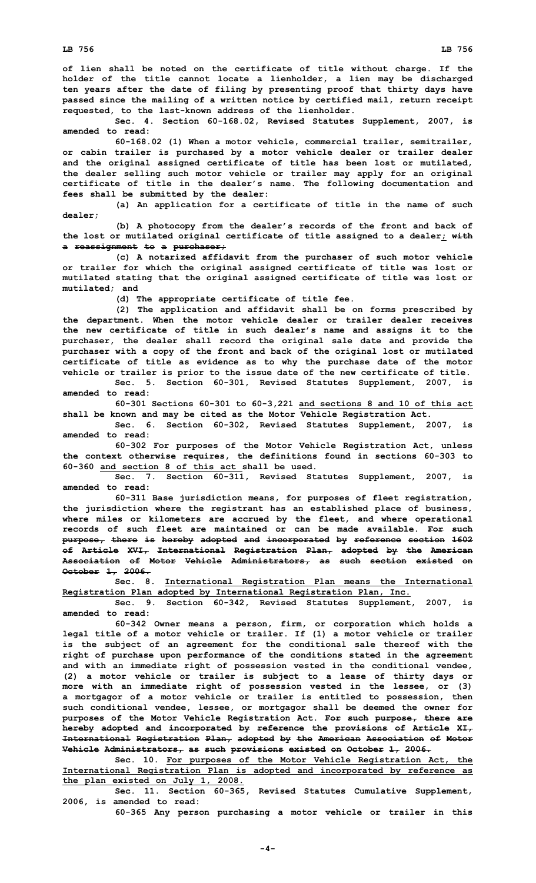of lien shall be noted on the certificate of title without charge. If the holder of the title cannot locate a lienholder, a lien may be discharged ten years after the date of filing by presenting proof that thirty days have passed since the mailing of a written notice by certified mail, return receipt requested, to the last-known address of the lienholder.

Sec. 4. Section 60-168.02, Revised Statutes Supplement, 2007, is amended to read:

60-168.02 (1) When a motor vehicle, commercial trailer, semitrailer, or cabin trailer is purchased by a motor vehicle dealer or trailer dealer and the original assigned certificate of title has been lost or mutilated, the dealer selling such motor vehicle or trailer may apply for an original certificate of title in the dealer's name. The following documentation and fees shall be submitted by the dealer:

(a) An application for a certificate of title in the name of such dealer;

(b) A photocopy from the dealer's records of the front and back of the lost or mutilated original certificate of title assigned to a dealer; ~~with a reassignment to a purchaser;~~

(c) A notarized affidavit from the purchaser of such motor vehicle or trailer for which the original assigned certificate of title was lost or mutilated stating that the original assigned certificate of title was lost or mutilated; and

(d) The appropriate certificate of title fee.

(2) The application and affidavit shall be on forms prescribed by the department. When the motor vehicle dealer or trailer dealer receives the new certificate of title in such dealer's name and assigns it to the purchaser, the dealer shall record the original sale date and provide the purchaser with a copy of the front and back of the original lost or mutilated certificate of title as evidence as to why the purchase date of the motor vehicle or trailer is prior to the issue date of the new certificate of title.

Sec. 5. Section 60-301, Revised Statutes Supplement, 2007, is amended to read:

60-301 Sections 60-301 to 60-3,221 and sections 8 and 10 of this act shall be known and may be cited as the Motor Vehicle Registration Act.

Sec. 6. Section 60-302, Revised Statutes Supplement, 2007, is amended to read:

60-302 For purposes of the Motor Vehicle Registration Act, unless the context otherwise requires, the definitions found in sections 60-303 to 60-360 and section 8 of this act shall be used.

Sec. 7. Section 60-311, Revised Statutes Supplement, 2007, is amended to read:

60-311 Base jurisdiction means, for purposes of fleet registration, the jurisdiction where the registrant has an established place of business, where miles or kilometers are accrued by the fleet, and where operational records of such fleet are maintained or can be made available. ~~For such purpose, there is hereby adopted and incorporated by reference section 1602 of Article XVI, International Registration Plan, adopted by the American Association of Motor Vehicle Administrators, as such section existed on October 1, 2006.~~

Sec. 8. International Registration Plan means the International Registration Plan adopted by International Registration Plan, Inc.

Sec. 9. Section 60-342, Revised Statutes Supplement, 2007, is amended to read:

60-342 Owner means a person, firm, or corporation which holds a legal title of a motor vehicle or trailer. If (1) a motor vehicle or trailer is the subject of an agreement for the conditional sale thereof with the right of purchase upon performance of the conditions stated in the agreement and with an immediate right of possession vested in the conditional vendee, (2) a motor vehicle or trailer is subject to a lease of thirty days or more with an immediate right of possession vested in the lessee, or (3) a mortgagor of a motor vehicle or trailer is entitled to possession, then such conditional vendee, lessee, or mortgagor shall be deemed the owner for purposes of the Motor Vehicle Registration Act. ~~For such purpose, there are hereby adopted and incorporated by reference the provisions of Article XI, International Registration Plan, adopted by the American Association of Motor Vehicle Administrators, as such provisions existed on October 1, 2006.~~

Sec. 10. For purposes of the Motor Vehicle Registration Act, the International Registration Plan is adopted and incorporated by reference as the plan existed on July 1, 2008.

Sec. 11. Section 60-365, Revised Statutes Cumulative Supplement, 2006, is amended to read:

60-365 Any person purchasing a motor vehicle or trailer in this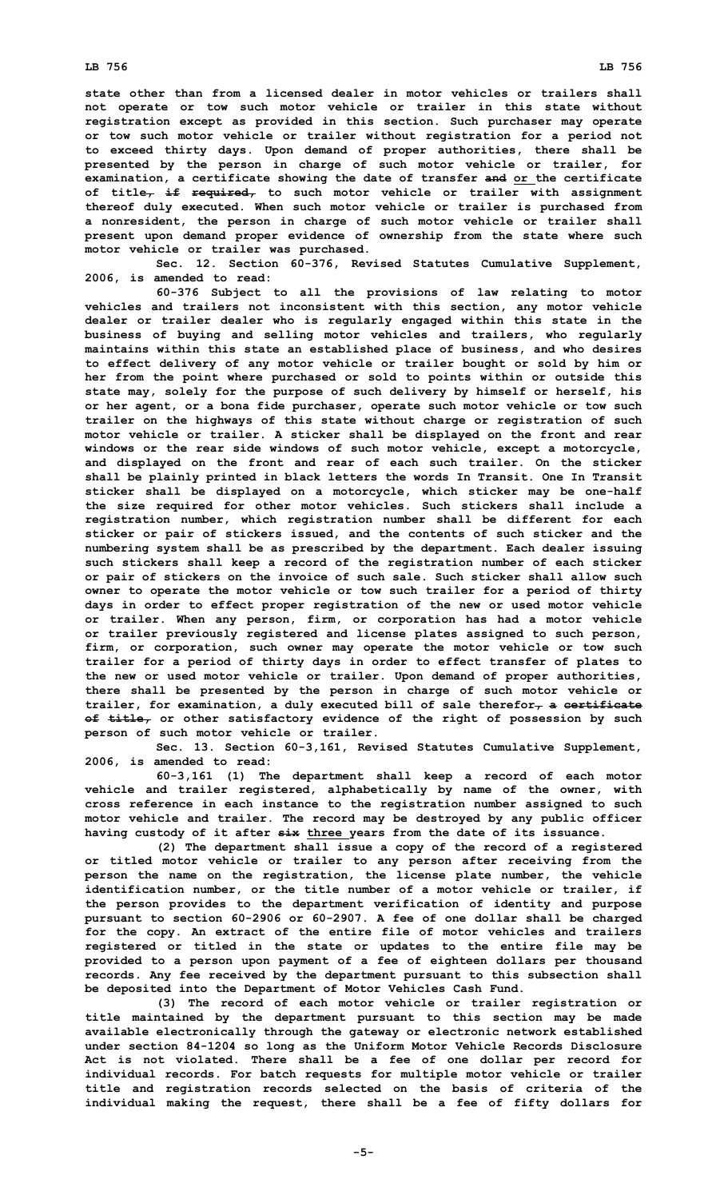state other than from a licensed dealer in motor vehicles or trailers shall not operate or tow such motor vehicle or trailer in this state without registration except as provided in this section. Such purchaser may operate or tow such motor vehicle or trailer without registration for a period not to exceed thirty days. Upon demand of proper authorities, there shall be presented by the person in charge of such motor vehicle or trailer, for examination, a certificate showing the date of transfer ~~and~~ or the certificate of title~~, if required,~~ to such motor vehicle or trailer with assignment thereof duly executed. When such motor vehicle or trailer is purchased from a nonresident, the person in charge of such motor vehicle or trailer shall present upon demand proper evidence of ownership from the state where such motor vehicle or trailer was purchased.

Sec. 12. Section 60-376, Revised Statutes Cumulative Supplement, 2006, is amended to read:

60-376 Subject to all the provisions of law relating to motor vehicles and trailers not inconsistent with this section, any motor vehicle dealer or trailer dealer who is regularly engaged within this state in the business of buying and selling motor vehicles and trailers, who regularly maintains within this state an established place of business, and who desires to effect delivery of any motor vehicle or trailer bought or sold by him or her from the point where purchased or sold to points within or outside this state may, solely for the purpose of such delivery by himself or herself, his or her agent, or a bona fide purchaser, operate such motor vehicle or tow such trailer on the highways of this state without charge or registration of such motor vehicle or trailer. A sticker shall be displayed on the front and rear windows or the rear side windows of such motor vehicle, except a motorcycle, and displayed on the front and rear of each such trailer. On the sticker shall be plainly printed in black letters the words In Transit. One In Transit sticker shall be displayed on a motorcycle, which sticker may be one-half the size required for other motor vehicles. Such stickers shall include a registration number, which registration number shall be different for each sticker or pair of stickers issued, and the contents of such sticker and the numbering system shall be as prescribed by the department. Each dealer issuing such stickers shall keep a record of the registration number of each sticker or pair of stickers on the invoice of such sale. Such sticker shall allow such owner to operate the motor vehicle or tow such trailer for a period of thirty days in order to effect proper registration of the new or used motor vehicle or trailer. When any person, firm, or corporation has had a motor vehicle or trailer previously registered and license plates assigned to such person, firm, or corporation, such owner may operate the motor vehicle or tow such trailer for a period of thirty days in order to effect transfer of plates to the new or used motor vehicle or trailer. Upon demand of proper authorities, there shall be presented by the person in charge of such motor vehicle or trailer, for examination, a duly executed bill of sale therefor~~, a certificate of title,~~ or other satisfactory evidence of the right of possession by such person of such motor vehicle or trailer.

Sec. 13. Section 60-3,161, Revised Statutes Cumulative Supplement, 2006, is amended to read:

60-3,161 (1) The department shall keep a record of each motor vehicle and trailer registered, alphabetically by name of the owner, with cross reference in each instance to the registration number assigned to such motor vehicle and trailer. The record may be destroyed by any public officer having custody of it after ~~six~~ three years from the date of its issuance.

(2) The department shall issue a copy of the record of a registered or titled motor vehicle or trailer to any person after receiving from the person the name on the registration, the license plate number, the vehicle identification number, or the title number of a motor vehicle or trailer, if the person provides to the department verification of identity and purpose pursuant to section 60-2906 or 60-2907. A fee of one dollar shall be charged for the copy. An extract of the entire file of motor vehicles and trailers registered or titled in the state or updates to the entire file may be provided to a person upon payment of a fee of eighteen dollars per thousand records. Any fee received by the department pursuant to this subsection shall be deposited into the Department of Motor Vehicles Cash Fund.

(3) The record of each motor vehicle or trailer registration or title maintained by the department pursuant to this section may be made available electronically through the gateway or electronic network established under section 84-1204 so long as the Uniform Motor Vehicle Records Disclosure Act is not violated. There shall be a fee of one dollar per record for individual records. For batch requests for multiple motor vehicle or trailer title and registration records selected on the basis of criteria of the individual making the request, there shall be a fee of fifty dollars for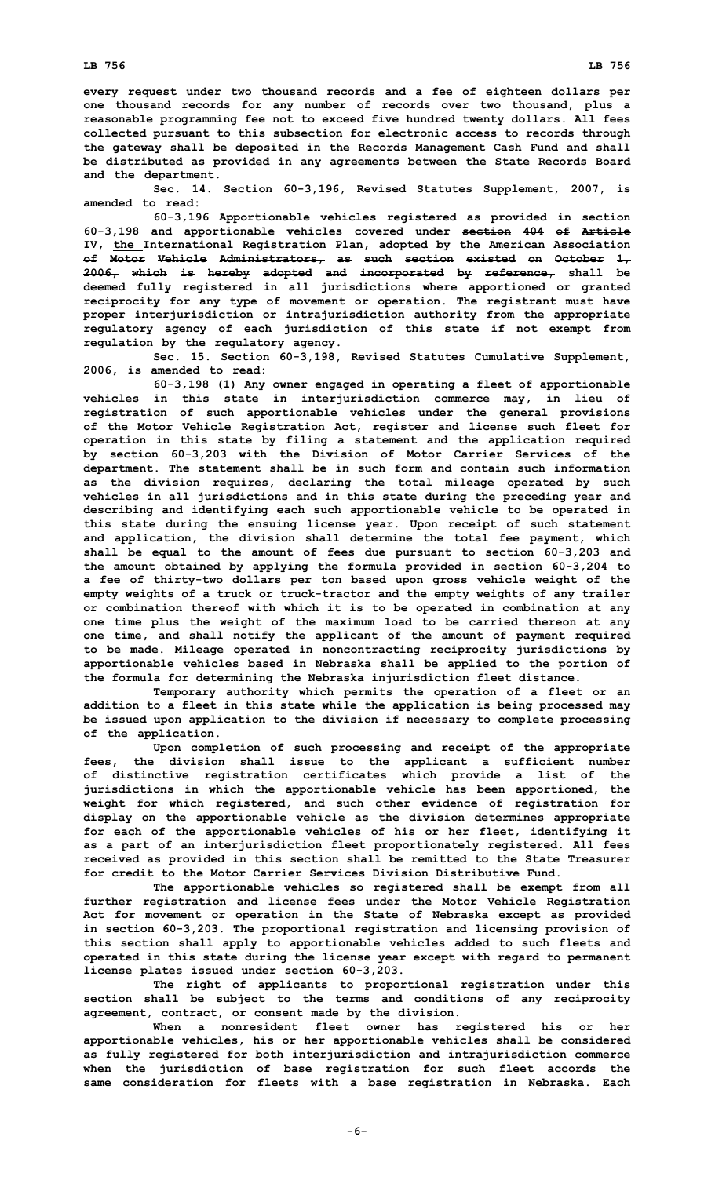every request under two thousand records and a fee of eighteen dollars per one thousand records for any number of records over two thousand, plus a reasonable programming fee not to exceed five hundred twenty dollars. All fees collected pursuant to this subsection for electronic access to records through the gateway shall be deposited in the Records Management Cash Fund and shall be distributed as provided in any agreements between the State Records Board and the department.

Sec. 14. Section 60-3,196, Revised Statutes Supplement, 2007, is amended to read:

60-3,196 Apportionable vehicles registered as provided in section 60-3,198 and apportionable vehicles covered under ~~section 404 of Article IV,~~ the International Registration Plan~~, adopted by the American Association of Motor Vehicle Administrators, as such section existed on October 1, 2006, which is hereby adopted and incorporated by reference,~~ shall be deemed fully registered in all jurisdictions where apportioned or granted reciprocity for any type of movement or operation. The registrant must have proper interjurisdiction or intrajurisdiction authority from the appropriate regulatory agency of each jurisdiction of this state if not exempt from regulation by the regulatory agency.

Sec. 15. Section 60-3,198, Revised Statutes Cumulative Supplement, 2006, is amended to read:

60-3,198 (1) Any owner engaged in operating a fleet of apportionable vehicles in this state in interjurisdiction commerce may, in lieu of registration of such apportionable vehicles under the general provisions of the Motor Vehicle Registration Act, register and license such fleet for operation in this state by filing a statement and the application required by section 60-3,203 with the Division of Motor Carrier Services of the department. The statement shall be in such form and contain such information as the division requires, declaring the total mileage operated by such vehicles in all jurisdictions and in this state during the preceding year and describing and identifying each such apportionable vehicle to be operated in this state during the ensuing license year. Upon receipt of such statement and application, the division shall determine the total fee payment, which shall be equal to the amount of fees due pursuant to section 60-3,203 and the amount obtained by applying the formula provided in section 60-3,204 to a fee of thirty-two dollars per ton based upon gross vehicle weight of the empty weights of a truck or truck-tractor and the empty weights of any trailer or combination thereof with which it is to be operated in combination at any one time plus the weight of the maximum load to be carried thereon at any one time, and shall notify the applicant of the amount of payment required to be made. Mileage operated in noncontracting reciprocity jurisdictions by apportionable vehicles based in Nebraska shall be applied to the portion of the formula for determining the Nebraska injurisdiction fleet distance.

Temporary authority which permits the operation of a fleet or an addition to a fleet in this state while the application is being processed may be issued upon application to the division if necessary to complete processing of the application.

Upon completion of such processing and receipt of the appropriate fees, the division shall issue to the applicant a sufficient number of distinctive registration certificates which provide a list of the jurisdictions in which the apportionable vehicle has been apportioned, the weight for which registered, and such other evidence of registration for display on the apportionable vehicle as the division determines appropriate for each of the apportionable vehicles of his or her fleet, identifying it as a part of an interjurisdiction fleet proportionately registered. All fees received as provided in this section shall be remitted to the State Treasurer for credit to the Motor Carrier Services Division Distributive Fund.

The apportionable vehicles so registered shall be exempt from all further registration and license fees under the Motor Vehicle Registration Act for movement or operation in the State of Nebraska except as provided in section 60-3,203. The proportional registration and licensing provision of this section shall apply to apportionable vehicles added to such fleets and operated in this state during the license year except with regard to permanent license plates issued under section 60-3,203.

The right of applicants to proportional registration under this section shall be subject to the terms and conditions of any reciprocity agreement, contract, or consent made by the division.

When a nonresident fleet owner has registered his or her apportionable vehicles, his or her apportionable vehicles shall be considered as fully registered for both interjurisdiction and intrajurisdiction commerce when the jurisdiction of base registration for such fleet accords the same consideration for fleets with a base registration in Nebraska. Each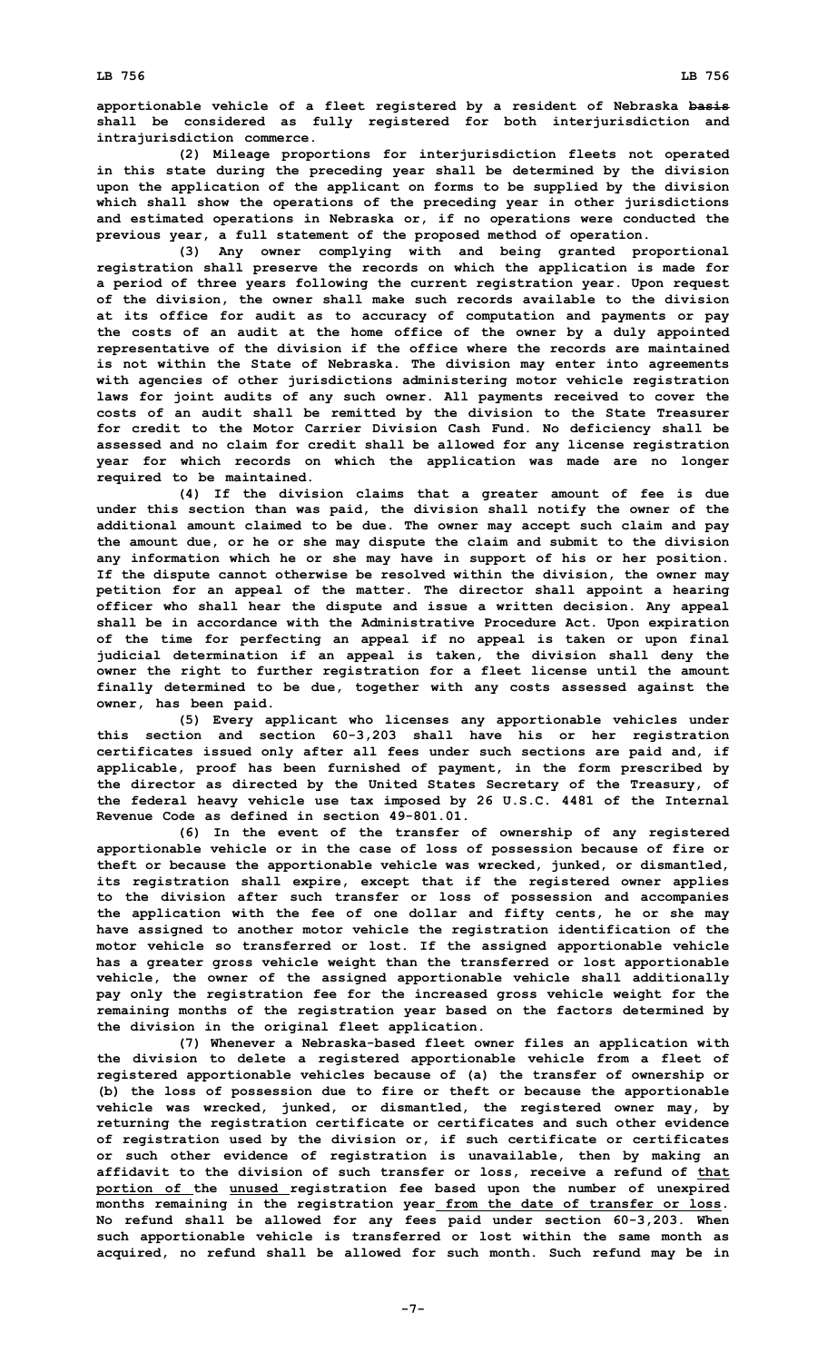**apportionable vehicle of a fleet registered by a resident of Nebraska ~~basis~~ shall be considered as fully registered for both interjurisdiction and intrajurisdiction commerce.**

**(2) Mileage proportions for interjurisdiction fleets not operated in this state during the preceding year shall be determined by the division upon the application of the applicant on forms to be supplied by the division which shall show the operations of the preceding year in other jurisdictions and estimated operations in Nebraska or, if no operations were conducted the previous year, a full statement of the proposed method of operation.**

**(3) Any owner complying with and being granted proportional registration shall preserve the records on which the application is made for a period of three years following the current registration year. Upon request of the division, the owner shall make such records available to the division at its office for audit as to accuracy of computation and payments or pay the costs of an audit at the home office of the owner by a duly appointed representative of the division if the office where the records are maintained is not within the State of Nebraska. The division may enter into agreements with agencies of other jurisdictions administering motor vehicle registration laws for joint audits of any such owner. All payments received to cover the costs of an audit shall be remitted by the division to the State Treasurer for credit to the Motor Carrier Division Cash Fund. No deficiency shall be assessed and no claim for credit shall be allowed for any license registration year for which records on which the application was made are no longer required to be maintained.**

**(4) If the division claims that a greater amount of fee is due under this section than was paid, the division shall notify the owner of the additional amount claimed to be due. The owner may accept such claim and pay the amount due, or he or she may dispute the claim and submit to the division any information which he or she may have in support of his or her position. If the dispute cannot otherwise be resolved within the division, the owner may petition for an appeal of the matter. The director shall appoint a hearing officer who shall hear the dispute and issue a written decision. Any appeal shall be in accordance with the Administrative Procedure Act. Upon expiration of the time for perfecting an appeal if no appeal is taken or upon final judicial determination if an appeal is taken, the division shall deny the owner the right to further registration for a fleet license until the amount finally determined to be due, together with any costs assessed against the owner, has been paid.**

**(5) Every applicant who licenses any apportionable vehicles under this section and section 60-3,203 shall have his or her registration certificates issued only after all fees under such sections are paid and, if applicable, proof has been furnished of payment, in the form prescribed by the director as directed by the United States Secretary of the Treasury, of the federal heavy vehicle use tax imposed by 26 U.S.C. 4481 of the Internal Revenue Code as defined in section 49-801.01.**

**(6) In the event of the transfer of ownership of any registered apportionable vehicle or in the case of loss of possession because of fire or theft or because the apportionable vehicle was wrecked, junked, or dismantled, its registration shall expire, except that if the registered owner applies to the division after such transfer or loss of possession and accompanies the application with the fee of one dollar and fifty cents, he or she may have assigned to another motor vehicle the registration identification of the motor vehicle so transferred or lost. If the assigned apportionable vehicle has a greater gross vehicle weight than the transferred or lost apportionable vehicle, the owner of the assigned apportionable vehicle shall additionally pay only the registration fee for the increased gross vehicle weight for the remaining months of the registration year based on the factors determined by the division in the original fleet application.**

**(7) Whenever a Nebraska-based fleet owner files an application with the division to delete a registered apportionable vehicle from a fleet of registered apportionable vehicles because of (a) the transfer of ownership or (b) the loss of possession due to fire or theft or because the apportionable vehicle was wrecked, junked, or dismantled, the registered owner may, by returning the registration certificate or certificates and such other evidence of registration used by the division or, if such certificate or certificates or such other evidence of registration is unavailable, then by making an affidavit to the division of such transfer or loss, receive a refund of <u>that portion of</u> the <u>unused</u> registration fee based upon the number of unexpired months remaining in the registration year<u> from the date of transfer or loss</u>. No refund shall be allowed for any fees paid under section 60-3,203. When such apportionable vehicle is transferred or lost within the same month as acquired, no refund shall be allowed for such month. Such refund may be in**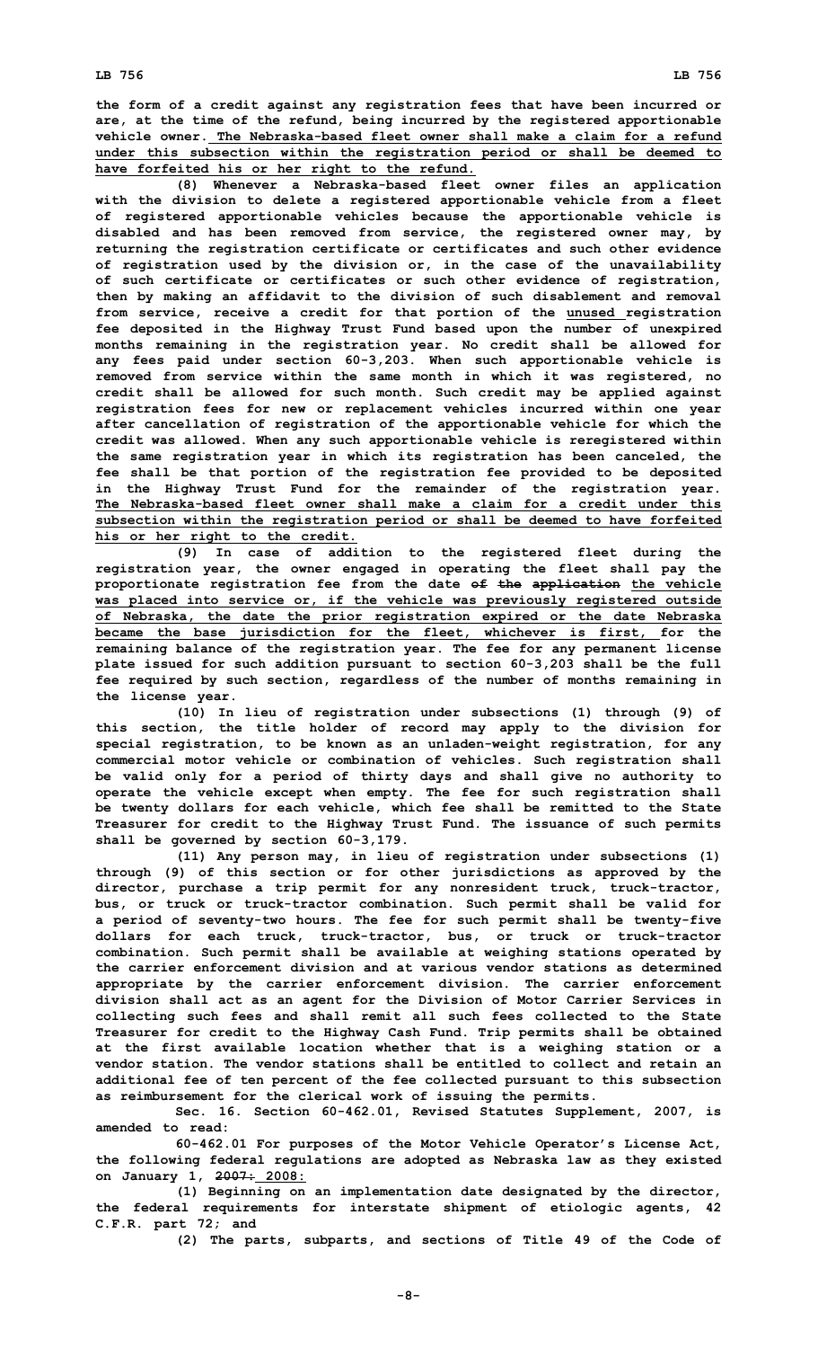the form of a credit against any registration fees that have been incurred or are, at the time of the refund, being incurred by the registered apportionable vehicle owner. The Nebraska-based fleet owner shall make a claim for a refund under this subsection within the registration period or shall be deemed to have forfeited his or her right to the refund.

(8) Whenever a Nebraska-based fleet owner files an application with the division to delete a registered apportionable vehicle from a fleet of registered apportionable vehicles because the apportionable vehicle is disabled and has been removed from service, the registered owner may, by returning the registration certificate or certificates and such other evidence of registration used by the division or, in the case of the unavailability of such certificate or certificates or such other evidence of registration, then by making an affidavit to the division of such disablement and removal from service, receive a credit for that portion of the unused registration fee deposited in the Highway Trust Fund based upon the number of unexpired months remaining in the registration year. No credit shall be allowed for any fees paid under section 60-3,203. When such apportionable vehicle is removed from service within the same month in which it was registered, no credit shall be allowed for such month. Such credit may be applied against registration fees for new or replacement vehicles incurred within one year after cancellation of registration of the apportionable vehicle for which the credit was allowed. When any such apportionable vehicle is reregistered within the same registration year in which its registration has been canceled, the fee shall be that portion of the registration fee provided to be deposited in the Highway Trust Fund for the remainder of the registration year. The Nebraska-based fleet owner shall make a claim for a credit under this subsection within the registration period or shall be deemed to have forfeited his or her right to the credit.

(9) In case of addition to the registered fleet during the registration year, the owner engaged in operating the fleet shall pay the proportionate registration fee from the date ~~of the application~~ the vehicle was placed into service or, if the vehicle was previously registered outside of Nebraska, the date the prior registration expired or the date Nebraska became the base jurisdiction for the fleet, whichever is first, for the remaining balance of the registration year. The fee for any permanent license plate issued for such addition pursuant to section 60-3,203 shall be the full fee required by such section, regardless of the number of months remaining in the license year.

(10) In lieu of registration under subsections (1) through (9) of this section, the title holder of record may apply to the division for special registration, to be known as an unladen-weight registration, for any commercial motor vehicle or combination of vehicles. Such registration shall be valid only for a period of thirty days and shall give no authority to operate the vehicle except when empty. The fee for such registration shall be twenty dollars for each vehicle, which fee shall be remitted to the State Treasurer for credit to the Highway Trust Fund. The issuance of such permits shall be governed by section 60-3,179.

(11) Any person may, in lieu of registration under subsections (1) through (9) of this section or for other jurisdictions as approved by the director, purchase a trip permit for any nonresident truck, truck-tractor, bus, or truck or truck-tractor combination. Such permit shall be valid for a period of seventy-two hours. The fee for such permit shall be twenty-five dollars for each truck, truck-tractor, bus, or truck or truck-tractor combination. Such permit shall be available at weighing stations operated by the carrier enforcement division and at various vendor stations as determined appropriate by the carrier enforcement division. The carrier enforcement division shall act as an agent for the Division of Motor Carrier Services in collecting such fees and shall remit all such fees collected to the State Treasurer for credit to the Highway Cash Fund. Trip permits shall be obtained at the first available location whether that is a weighing station or a vendor station. The vendor stations shall be entitled to collect and retain an additional fee of ten percent of the fee collected pursuant to this subsection as reimbursement for the clerical work of issuing the permits.

Sec. 16. Section 60-462.01, Revised Statutes Supplement, 2007, is amended to read:

60-462.01 For purposes of the Motor Vehicle Operator's License Act, the following federal regulations are adopted as Nebraska law as they existed on January 1, ~~2007:~~ 2008:

(1) Beginning on an implementation date designated by the director, the federal requirements for interstate shipment of etiologic agents, 42 C.F.R. part 72; and

(2) The parts, subparts, and sections of Title 49 of the Code of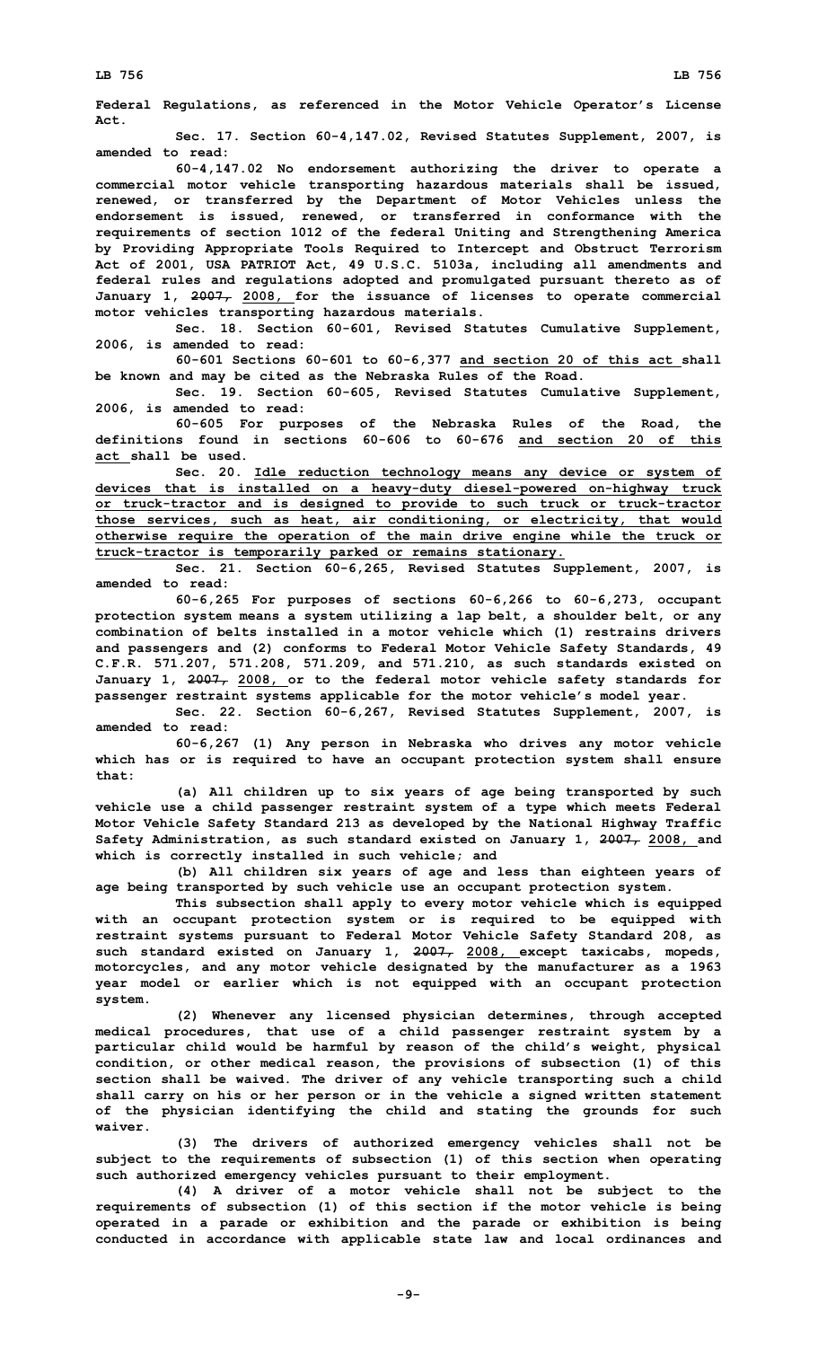**Federal Regulations, as referenced in the Motor Vehicle Operator's License Act.**

**Sec. 17. Section 60-4,147.02, Revised Statutes Supplement, 2007, is amended to read:**

**60-4,147.02 No endorsement authorizing the driver to operate a commercial motor vehicle transporting hazardous materials shall be issued, renewed, or transferred by the Department of Motor Vehicles unless the endorsement is issued, renewed, or transferred in conformance with the requirements of section 1012 of the federal Uniting and Strengthening America by Providing Appropriate Tools Required to Intercept and Obstruct Terrorism Act of 2001, USA PATRIOT Act, 49 U.S.C. 5103a, including all amendments and federal rules and regulations adopted and promulgated pursuant thereto as of January 1, ~~2007,~~ 2008, for the issuance of licenses to operate commercial motor vehicles transporting hazardous materials.**

**Sec. 18. Section 60-601, Revised Statutes Cumulative Supplement, 2006, is amended to read:**

**60-601 Sections 60-601 to 60-6,377 and section 20 of this act shall be known and may be cited as the Nebraska Rules of the Road.**

**Sec. 19. Section 60-605, Revised Statutes Cumulative Supplement, 2006, is amended to read:**

**60-605 For purposes of the Nebraska Rules of the Road, the definitions found in sections 60-606 to 60-676 and section 20 of this act shall be used.**

**Sec. 20. Idle reduction technology means any device or system of devices that is installed on a heavy-duty diesel-powered on-highway truck or truck-tractor and is designed to provide to such truck or truck-tractor those services, such as heat, air conditioning, or electricity, that would otherwise require the operation of the main drive engine while the truck or truck-tractor is temporarily parked or remains stationary.**

**Sec. 21. Section 60-6,265, Revised Statutes Supplement, 2007, is amended to read:**

**60-6,265 For purposes of sections 60-6,266 to 60-6,273, occupant protection system means a system utilizing a lap belt, a shoulder belt, or any combination of belts installed in a motor vehicle which (1) restrains drivers and passengers and (2) conforms to Federal Motor Vehicle Safety Standards, 49 C.F.R. 571.207, 571.208, 571.209, and 571.210, as such standards existed on January 1, ~~2007,~~ 2008, or to the federal motor vehicle safety standards for passenger restraint systems applicable for the motor vehicle's model year.**

**Sec. 22. Section 60-6,267, Revised Statutes Supplement, 2007, is amended to read:**

**60-6,267 (1) Any person in Nebraska who drives any motor vehicle which has or is required to have an occupant protection system shall ensure that:**

**(a) All children up to six years of age being transported by such vehicle use a child passenger restraint system of a type which meets Federal Motor Vehicle Safety Standard 213 as developed by the National Highway Traffic Safety Administration, as such standard existed on January 1, ~~2007,~~ 2008, and which is correctly installed in such vehicle; and**

**(b) All children six years of age and less than eighteen years of age being transported by such vehicle use an occupant protection system.**

**This subsection shall apply to every motor vehicle which is equipped with an occupant protection system or is required to be equipped with restraint systems pursuant to Federal Motor Vehicle Safety Standard 208, as such standard existed on January 1, ~~2007,~~ 2008, except taxicabs, mopeds, motorcycles, and any motor vehicle designated by the manufacturer as a 1963 year model or earlier which is not equipped with an occupant protection system.**

**(2) Whenever any licensed physician determines, through accepted medical procedures, that use of a child passenger restraint system by a particular child would be harmful by reason of the child's weight, physical condition, or other medical reason, the provisions of subsection (1) of this section shall be waived. The driver of any vehicle transporting such a child shall carry on his or her person or in the vehicle a signed written statement of the physician identifying the child and stating the grounds for such waiver.**

**(3) The drivers of authorized emergency vehicles shall not be subject to the requirements of subsection (1) of this section when operating such authorized emergency vehicles pursuant to their employment.**

**(4) A driver of a motor vehicle shall not be subject to the requirements of subsection (1) of this section if the motor vehicle is being operated in a parade or exhibition and the parade or exhibition is being conducted in accordance with applicable state law and local ordinances and**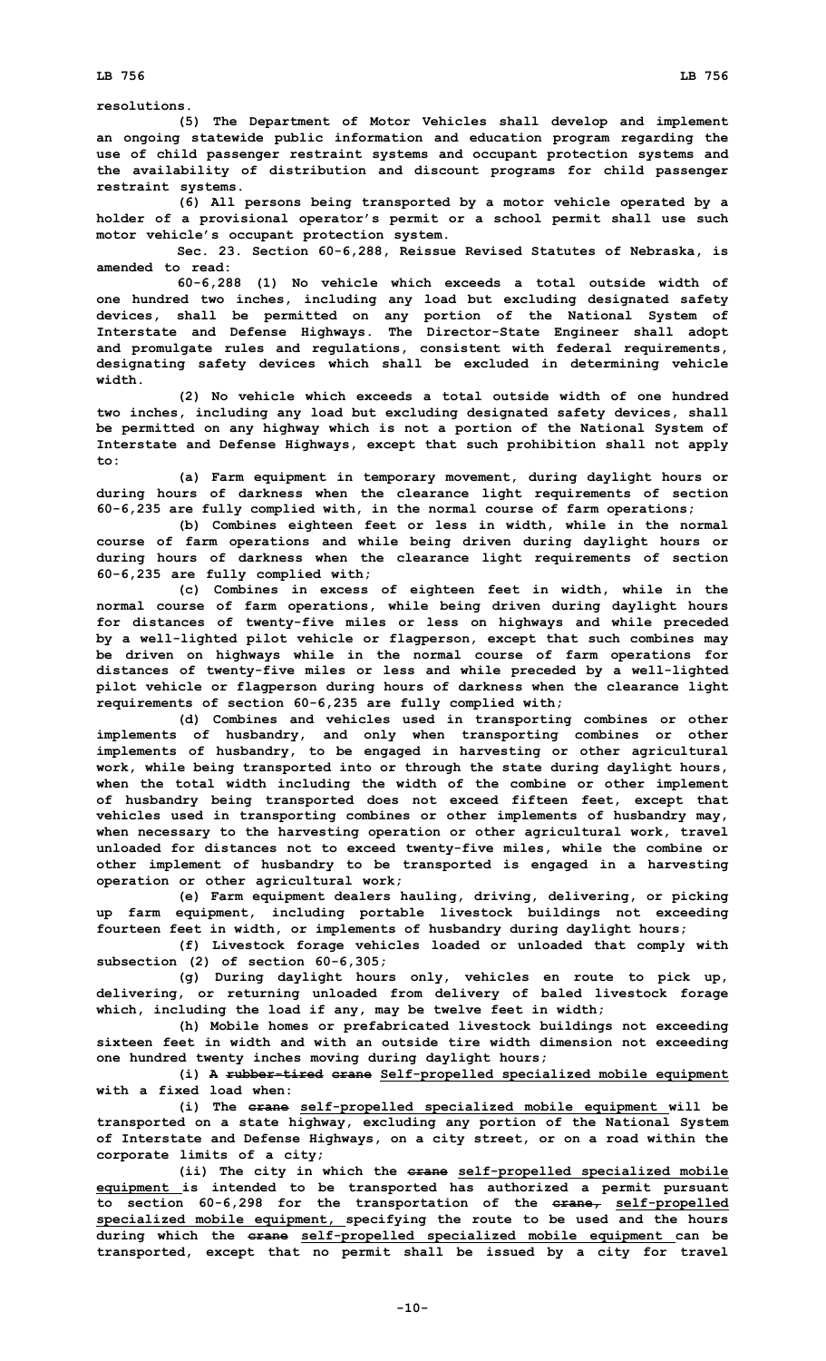resolutions.

(5) The Department of Motor Vehicles shall develop and implement an ongoing statewide public information and education program regarding the use of child passenger restraint systems and occupant protection systems and the availability of distribution and discount programs for child passenger restraint systems.

(6) All persons being transported by a motor vehicle operated by a holder of a provisional operator's permit or a school permit shall use such motor vehicle's occupant protection system.

Sec. 23. Section 60-6,288, Reissue Revised Statutes of Nebraska, is amended to read:

60-6,288 (1) No vehicle which exceeds a total outside width of one hundred two inches, including any load but excluding designated safety devices, shall be permitted on any portion of the National System of Interstate and Defense Highways. The Director-State Engineer shall adopt and promulgate rules and regulations, consistent with federal requirements, designating safety devices which shall be excluded in determining vehicle width.

(2) No vehicle which exceeds a total outside width of one hundred two inches, including any load but excluding designated safety devices, shall be permitted on any highway which is not a portion of the National System of Interstate and Defense Highways, except that such prohibition shall not apply to:

(a) Farm equipment in temporary movement, during daylight hours or during hours of darkness when the clearance light requirements of section 60-6,235 are fully complied with, in the normal course of farm operations;

(b) Combines eighteen feet or less in width, while in the normal course of farm operations and while being driven during daylight hours or during hours of darkness when the clearance light requirements of section 60-6,235 are fully complied with;

(c) Combines in excess of eighteen feet in width, while in the normal course of farm operations, while being driven during daylight hours for distances of twenty-five miles or less on highways and while preceded by a well-lighted pilot vehicle or flagperson, except that such combines may be driven on highways while in the normal course of farm operations for distances of twenty-five miles or less and while preceded by a well-lighted pilot vehicle or flagperson during hours of darkness when the clearance light requirements of section 60-6,235 are fully complied with;

(d) Combines and vehicles used in transporting combines or other implements of husbandry, and only when transporting combines or other implements of husbandry, to be engaged in harvesting or other agricultural work, while being transported into or through the state during daylight hours, when the total width including the width of the combine or other implement of husbandry being transported does not exceed fifteen feet, except that vehicles used in transporting combines or other implements of husbandry may, when necessary to the harvesting operation or other agricultural work, travel unloaded for distances not to exceed twenty-five miles, while the combine or other implement of husbandry to be transported is engaged in a harvesting operation or other agricultural work;

(e) Farm equipment dealers hauling, driving, delivering, or picking up farm equipment, including portable livestock buildings not exceeding fourteen feet in width, or implements of husbandry during daylight hours;

(f) Livestock forage vehicles loaded or unloaded that comply with subsection (2) of section 60-6,305;

(g) During daylight hours only, vehicles en route to pick up, delivering, or returning unloaded from delivery of baled livestock forage which, including the load if any, may be twelve feet in width;

(h) Mobile homes or prefabricated livestock buildings not exceeding sixteen feet in width and with an outside tire width dimension not exceeding one hundred twenty inches moving during daylight hours;

(i) A ~~rubber-tired~~ ~~crane~~ Self-propelled specialized mobile equipment with a fixed load when:

(i) The ~~crane~~ self-propelled specialized mobile equipment will be transported on a state highway, excluding any portion of the National System of Interstate and Defense Highways, on a city street, or on a road within the corporate limits of a city;

(ii) The city in which the ~~crane~~ self-propelled specialized mobile equipment is intended to be transported has authorized a permit pursuant to section 60-6,298 for the transportation of the ~~crane,~~ self-propelled specialized mobile equipment, specifying the route to be used and the hours during which the ~~crane~~ self-propelled specialized mobile equipment can be transported, except that no permit shall be issued by a city for travel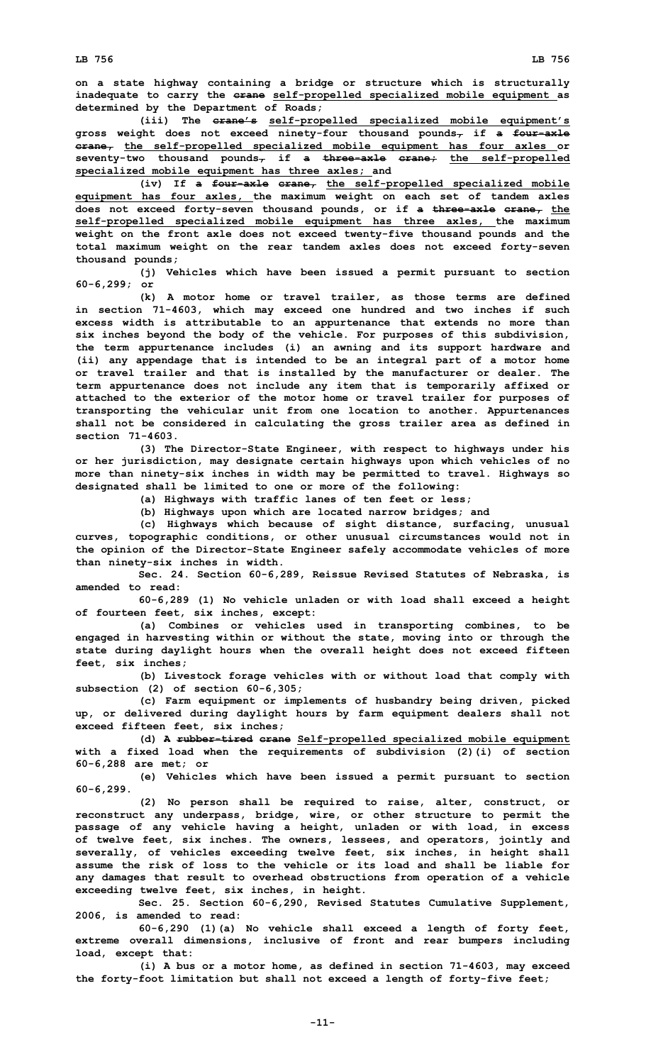**on a state highway containing a bridge or structure which is structurally inadequate to carry the ~~crane~~ <u>self-propelled specialized mobile equipment</u> as determined by the Department of Roads;**

**(iii) The ~~crane's~~ <u>self-propelled specialized mobile equipment's</u> gross weight does not exceed ninety-four thousand pounds~~,~~ if ~~a four-axle crane,~~ <u>the self-propelled specialized mobile equipment has four axles</u> or seventy-two thousand pounds~~,~~ if ~~a three-axle crane;~~ <u>the self-propelled specialized mobile equipment has three axles;</u> and**

**(iv) If ~~a four-axle crane,~~ <u>the self-propelled specialized mobile equipment has four axles,</u> the maximum weight on each set of tandem axles does not exceed forty-seven thousand pounds, or if ~~a three-axle crane,~~ <u>the self-propelled specialized mobile equipment has three axles,</u> the maximum weight on the front axle does not exceed twenty-five thousand pounds and the total maximum weight on the rear tandem axles does not exceed forty-seven thousand pounds;**

**(j) Vehicles which have been issued a permit pursuant to section 60-6,299; or**

**(k) A motor home or travel trailer, as those terms are defined in section 71-4603, which may exceed one hundred and two inches if such excess width is attributable to an appurtenance that extends no more than six inches beyond the body of the vehicle. For purposes of this subdivision, the term appurtenance includes (i) an awning and its support hardware and (ii) any appendage that is intended to be an integral part of a motor home or travel trailer and that is installed by the manufacturer or dealer. The term appurtenance does not include any item that is temporarily affixed or attached to the exterior of the motor home or travel trailer for purposes of transporting the vehicular unit from one location to another. Appurtenances shall not be considered in calculating the gross trailer area as defined in section 71-4603.**

**(3) The Director-State Engineer, with respect to highways under his or her jurisdiction, may designate certain highways upon which vehicles of no more than ninety-six inches in width may be permitted to travel. Highways so designated shall be limited to one or more of the following:**

**(a) Highways with traffic lanes of ten feet or less;**

**(b) Highways upon which are located narrow bridges; and**

**(c) Highways which because of sight distance, surfacing, unusual curves, topographic conditions, or other unusual circumstances would not in the opinion of the Director-State Engineer safely accommodate vehicles of more than ninety-six inches in width.**

**Sec. 24. Section 60-6,289, Reissue Revised Statutes of Nebraska, is amended to read:**

**60-6,289 (1) No vehicle unladen or with load shall exceed a height of fourteen feet, six inches, except:**

**(a) Combines or vehicles used in transporting combines, to be engaged in harvesting within or without the state, moving into or through the state during daylight hours when the overall height does not exceed fifteen feet, six inches;**

**(b) Livestock forage vehicles with or without load that comply with subsection (2) of section 60-6,305;**

**(c) Farm equipment or implements of husbandry being driven, picked up, or delivered during daylight hours by farm equipment dealers shall not exceed fifteen feet, six inches;**

**(d) ~~A rubber-tired crane~~ <u>Self-propelled specialized mobile equipment</u> with a fixed load when the requirements of subdivision (2)(i) of section 60-6,288 are met; or**

**(e) Vehicles which have been issued a permit pursuant to section 60-6,299.**

**(2) No person shall be required to raise, alter, construct, or reconstruct any underpass, bridge, wire, or other structure to permit the passage of any vehicle having a height, unladen or with load, in excess of twelve feet, six inches. The owners, lessees, and operators, jointly and severally, of vehicles exceeding twelve feet, six inches, in height shall assume the risk of loss to the vehicle or its load and shall be liable for any damages that result to overhead obstructions from operation of a vehicle exceeding twelve feet, six inches, in height.**

**Sec. 25. Section 60-6,290, Revised Statutes Cumulative Supplement, 2006, is amended to read:**

**60-6,290 (1)(a) No vehicle shall exceed a length of forty feet, extreme overall dimensions, inclusive of front and rear bumpers including load, except that:**

**(i) A bus or a motor home, as defined in section 71-4603, may exceed the forty-foot limitation but shall not exceed a length of forty-five feet;**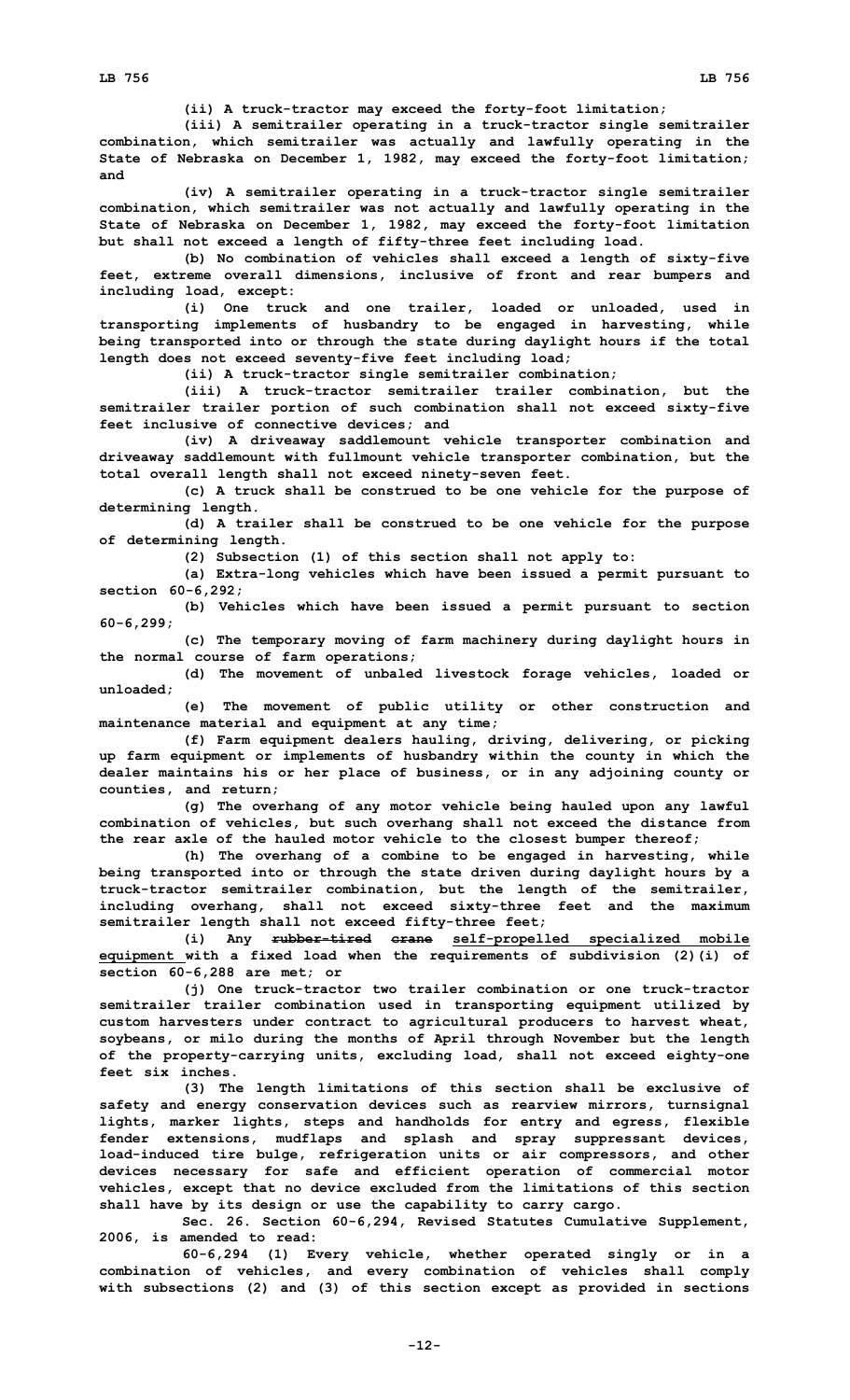(ii) A truck-tractor may exceed the forty-foot limitation;

(iii) A semitrailer operating in a truck-tractor single semitrailer combination, which semitrailer was actually and lawfully operating in the State of Nebraska on December 1, 1982, may exceed the forty-foot limitation; and

(iv) A semitrailer operating in a truck-tractor single semitrailer combination, which semitrailer was not actually and lawfully operating in the State of Nebraska on December 1, 1982, may exceed the forty-foot limitation but shall not exceed a length of fifty-three feet including load.

(b) No combination of vehicles shall exceed a length of sixty-five feet, extreme overall dimensions, inclusive of front and rear bumpers and including load, except:

(i) One truck and one trailer, loaded or unloaded, used in transporting implements of husbandry to be engaged in harvesting, while being transported into or through the state during daylight hours if the total length does not exceed seventy-five feet including load;

(ii) A truck-tractor single semitrailer combination;

(iii) A truck-tractor semitrailer trailer combination, but the semitrailer trailer portion of such combination shall not exceed sixty-five feet inclusive of connective devices; and

(iv) A driveaway saddlemount vehicle transporter combination and driveaway saddlemount with fullmount vehicle transporter combination, but the total overall length shall not exceed ninety-seven feet.

(c) A truck shall be construed to be one vehicle for the purpose of determining length.

(d) A trailer shall be construed to be one vehicle for the purpose of determining length.

(2) Subsection (1) of this section shall not apply to:

(a) Extra-long vehicles which have been issued a permit pursuant to section 60-6,292;

(b) Vehicles which have been issued a permit pursuant to section 60-6,299;

(c) The temporary moving of farm machinery during daylight hours in the normal course of farm operations;

(d) The movement of unbaled livestock forage vehicles, loaded or unloaded;

(e) The movement of public utility or other construction and maintenance material and equipment at any time;

(f) Farm equipment dealers hauling, driving, delivering, or picking up farm equipment or implements of husbandry within the county in which the dealer maintains his or her place of business, or in any adjoining county or counties, and return;

(g) The overhang of any motor vehicle being hauled upon any lawful combination of vehicles, but such overhang shall not exceed the distance from the rear axle of the hauled motor vehicle to the closest bumper thereof;

(h) The overhang of a combine to be engaged in harvesting, while being transported into or through the state driven during daylight hours by a truck-tractor semitrailer combination, but the length of the semitrailer, including overhang, shall not exceed sixty-three feet and the maximum semitrailer length shall not exceed fifty-three feet;

(i) Any ~~rubber-tired crane~~ self-propelled specialized mobile equipment with a fixed load when the requirements of subdivision (2)(i) of section 60-6,288 are met; or

(j) One truck-tractor two trailer combination or one truck-tractor semitrailer trailer combination used in transporting equipment utilized by custom harvesters under contract to agricultural producers to harvest wheat, soybeans, or milo during the months of April through November but the length of the property-carrying units, excluding load, shall not exceed eighty-one feet six inches.

(3) The length limitations of this section shall be exclusive of safety and energy conservation devices such as rearview mirrors, turnsignal lights, marker lights, steps and handholds for entry and egress, flexible fender extensions, mudflaps and splash and spray suppressant devices, load-induced tire bulge, refrigeration units or air compressors, and other devices necessary for safe and efficient operation of commercial motor vehicles, except that no device excluded from the limitations of this section shall have by its design or use the capability to carry cargo.

Sec. 26. Section 60-6,294, Revised Statutes Cumulative Supplement, 2006, is amended to read:

60-6,294 (1) Every vehicle, whether operated singly or in a combination of vehicles, and every combination of vehicles shall comply with subsections (2) and (3) of this section except as provided in sections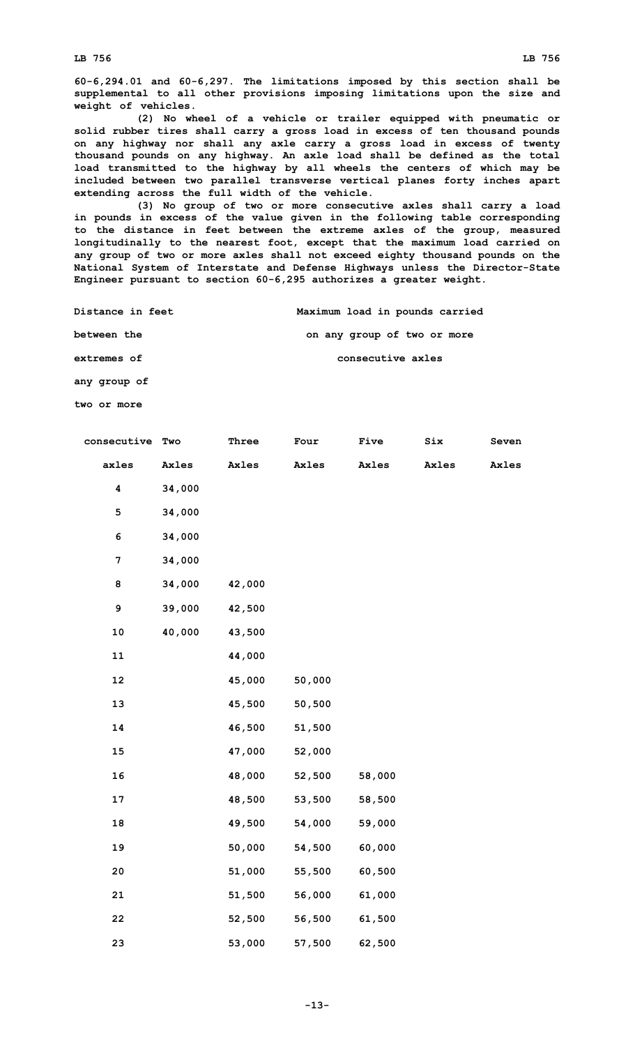60-6,294.01 and 60-6,297. The limitations imposed by this section shall be supplemental to all other provisions imposing limitations upon the size and weight of vehicles.

(2) No wheel of a vehicle or trailer equipped with pneumatic or solid rubber tires shall carry a gross load in excess of ten thousand pounds on any highway nor shall any axle carry a gross load in excess of twenty thousand pounds on any highway. An axle load shall be defined as the total load transmitted to the highway by all wheels the centers of which may be included between two parallel transverse vertical planes forty inches apart extending across the full width of the vehicle.

(3) No group of two or more consecutive axles shall carry a load in pounds in excess of the value given in the following table corresponding to the distance in feet between the extreme axles of the group, measured longitudinally to the nearest foot, except that the maximum load carried on any group of two or more axles shall not exceed eighty thousand pounds on the National System of Interstate and Defense Highways unless the Director-State Engineer pursuant to section 60-6,295 authorizes a greater weight.

| Distance in feet between the extremes of any group of two or more consecutive axles | Maximum load in pounds carried on any group of two or more consecutive axles | | | | | |
|---|---|---|---|---|---|---|
| | Two Axles | Three Axles | Four Axles | Five Axles | Six Axles | Seven Axles |
| 4 | 34,000 | | | | | |
| 5 | 34,000 | | | | | |
| 6 | 34,000 | | | | | |
| 7 | 34,000 | | | | | |
| 8 | 34,000 | 42,000 | | | | |
| 9 | 39,000 | 42,500 | | | | |
| 10 | 40,000 | 43,500 | | | | |
| 11 | | 44,000 | | | | |
| 12 | | 45,000 | 50,000 | | | |
| 13 | | 45,500 | 50,500 | | | |
| 14 | | 46,500 | 51,500 | | | |
| 15 | | 47,000 | 52,000 | | | |
| 16 | | 48,000 | 52,500 | 58,000 | | |
| 17 | | 48,500 | 53,500 | 58,500 | | |
| 18 | | 49,500 | 54,000 | 59,000 | | |
| 19 | | 50,000 | 54,500 | 60,000 | | |
| 20 | | 51,000 | 55,500 | 60,500 | | |
| 21 | | 51,500 | 56,000 | 61,000 | | |
| 22 | | 52,500 | 56,500 | 61,500 | | |
| 23 | | 53,000 | 57,500 | 62,500 | | |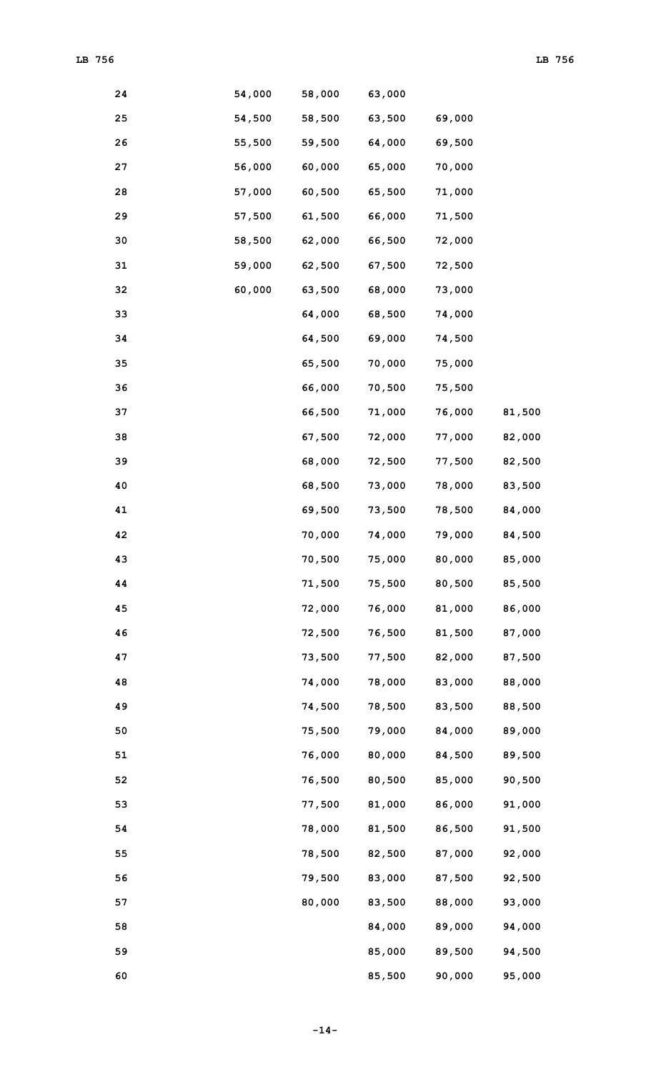| | | | | | |
|---|---|---|---|---|---|
| 24 | 54,000 | 58,000 | 63,000 | | |
| 25 | 54,500 | 58,500 | 63,500 | 69,000 | |
| 26 | 55,500 | 59,500 | 64,000 | 69,500 | |
| 27 | 56,000 | 60,000 | 65,000 | 70,000 | |
| 28 | 57,000 | 60,500 | 65,500 | 71,000 | |
| 29 | 57,500 | 61,500 | 66,000 | 71,500 | |
| 30 | 58,500 | 62,000 | 66,500 | 72,000 | |
| 31 | 59,000 | 62,500 | 67,500 | 72,500 | |
| 32 | 60,000 | 63,500 | 68,000 | 73,000 | |
| 33 | | 64,000 | 68,500 | 74,000 | |
| 34 | | 64,500 | 69,000 | 74,500 | |
| 35 | | 65,500 | 70,000 | 75,000 | |
| 36 | | 66,000 | 70,500 | 75,500 | |
| 37 | | 66,500 | 71,000 | 76,000 | 81,500 |
| 38 | | 67,500 | 72,000 | 77,000 | 82,000 |
| 39 | | 68,000 | 72,500 | 77,500 | 82,500 |
| 40 | | 68,500 | 73,000 | 78,000 | 83,500 |
| 41 | | 69,500 | 73,500 | 78,500 | 84,000 |
| 42 | | 70,000 | 74,000 | 79,000 | 84,500 |
| 43 | | 70,500 | 75,000 | 80,000 | 85,000 |
| 44 | | 71,500 | 75,500 | 80,500 | 85,500 |
| 45 | | 72,000 | 76,000 | 81,000 | 86,000 |
| 46 | | 72,500 | 76,500 | 81,500 | 87,000 |
| 47 | | 73,500 | 77,500 | 82,000 | 87,500 |
| 48 | | 74,000 | 78,000 | 83,000 | 88,000 |
| 49 | | 74,500 | 78,500 | 83,500 | 88,500 |
| 50 | | 75,500 | 79,000 | 84,000 | 89,000 |
| 51 | | 76,000 | 80,000 | 84,500 | 89,500 |
| 52 | | 76,500 | 80,500 | 85,000 | 90,500 |
| 53 | | 77,500 | 81,000 | 86,000 | 91,000 |
| 54 | | 78,000 | 81,500 | 86,500 | 91,500 |
| 55 | | 78,500 | 82,500 | 87,000 | 92,000 |
| 56 | | 79,500 | 83,000 | 87,500 | 92,500 |
| 57 | | 80,000 | 83,500 | 88,000 | 93,000 |
| 58 | | | 84,000 | 89,000 | 94,000 |
| 59 | | | 85,000 | 89,500 | 94,500 |
| 60 | | | 85,500 | 90,000 | 95,000 |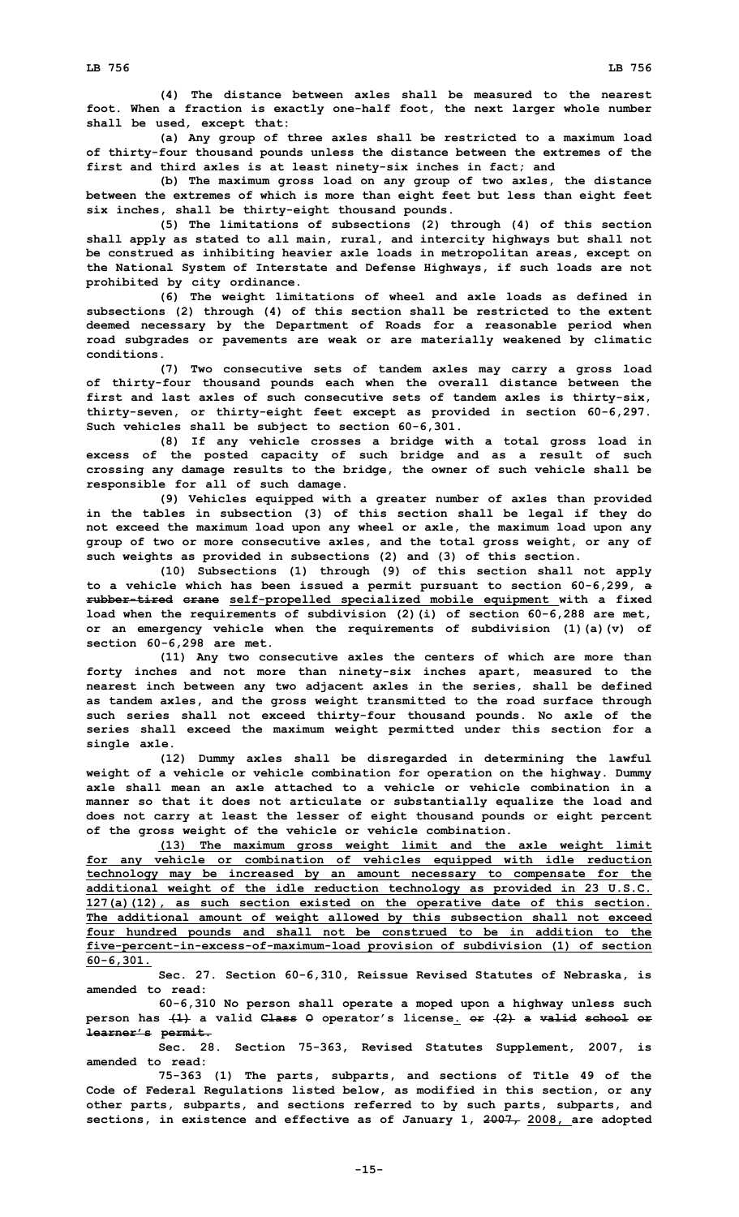(4) The distance between axles shall be measured to the nearest foot. When a fraction is exactly one-half foot, the next larger whole number shall be used, except that:

(a) Any group of three axles shall be restricted to a maximum load of thirty-four thousand pounds unless the distance between the extremes of the first and third axles is at least ninety-six inches in fact; and

(b) The maximum gross load on any group of two axles, the distance between the extremes of which is more than eight feet but less than eight feet six inches, shall be thirty-eight thousand pounds.

(5) The limitations of subsections (2) through (4) of this section shall apply as stated to all main, rural, and intercity highways but shall not be construed as inhibiting heavier axle loads in metropolitan areas, except on the National System of Interstate and Defense Highways, if such loads are not prohibited by city ordinance.

(6) The weight limitations of wheel and axle loads as defined in subsections (2) through (4) of this section shall be restricted to the extent deemed necessary by the Department of Roads for a reasonable period when road subgrades or pavements are weak or are materially weakened by climatic conditions.

(7) Two consecutive sets of tandem axles may carry a gross load of thirty-four thousand pounds each when the overall distance between the first and last axles of such consecutive sets of tandem axles is thirty-six, thirty-seven, or thirty-eight feet except as provided in section 60-6,297. Such vehicles shall be subject to section 60-6,301.

(8) If any vehicle crosses a bridge with a total gross load in excess of the posted capacity of such bridge and as a result of such crossing any damage results to the bridge, the owner of such vehicle shall be responsible for all of such damage.

(9) Vehicles equipped with a greater number of axles than provided in the tables in subsection (3) of this section shall be legal if they do not exceed the maximum load upon any wheel or axle, the maximum load upon any group of two or more consecutive axles, and the total gross weight, or any of such weights as provided in subsections (2) and (3) of this section.

(10) Subsections (1) through (9) of this section shall not apply to a vehicle which has been issued a permit pursuant to section 60-6,299, ~~a rubber-tired crane~~ self-propelled specialized mobile equipment with a fixed load when the requirements of subdivision (2)(i) of section 60-6,288 are met, or an emergency vehicle when the requirements of subdivision (1)(a)(v) of section 60-6,298 are met.

(11) Any two consecutive axles the centers of which are more than forty inches and not more than ninety-six inches apart, measured to the nearest inch between any two adjacent axles in the series, shall be defined as tandem axles, and the gross weight transmitted to the road surface through such series shall not exceed thirty-four thousand pounds. No axle of the series shall exceed the maximum weight permitted under this section for a single axle.

(12) Dummy axles shall be disregarded in determining the lawful weight of a vehicle or vehicle combination for operation on the highway. Dummy axle shall mean an axle attached to a vehicle or vehicle combination in a manner so that it does not articulate or substantially equalize the load and does not carry at least the lesser of eight thousand pounds or eight percent of the gross weight of the vehicle or vehicle combination.

(13) The maximum gross weight limit and the axle weight limit for any vehicle or combination of vehicles equipped with idle reduction technology may be increased by an amount necessary to compensate for the additional weight of the idle reduction technology as provided in 23 U.S.C. 127(a)(12), as such section existed on the operative date of this section. The additional amount of weight allowed by this subsection shall not exceed four hundred pounds and shall not be construed to be in addition to the five-percent-in-excess-of-maximum-load provision of subdivision (1) of section 60-6,301.

Sec. 27. Section 60-6,310, Reissue Revised Statutes of Nebraska, is amended to read:

60-6,310 No person shall operate a moped upon a highway unless such person has ~~(1)~~ a valid ~~Class O~~ operator's license. ~~or (2) a valid school or learner's permit.~~

Sec. 28. Section 75-363, Revised Statutes Supplement, 2007, is amended to read:

75-363 (1) The parts, subparts, and sections of Title 49 of the Code of Federal Regulations listed below, as modified in this section, or any other parts, subparts, and sections referred to by such parts, subparts, and sections, in existence and effective as of January 1, ~~2007,~~ 2008, are adopted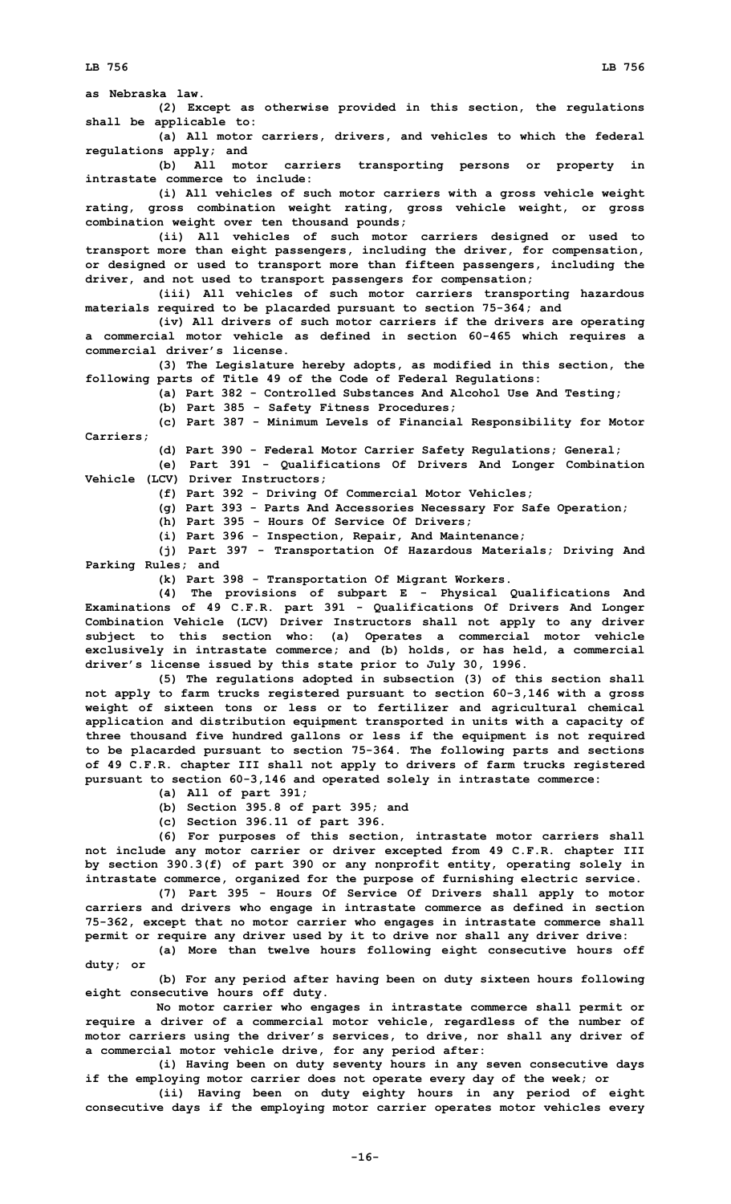as Nebraska law.

(2) Except as otherwise provided in this section, the regulations shall be applicable to:

(a) All motor carriers, drivers, and vehicles to which the federal regulations apply; and

(b) All motor carriers transporting persons or property in intrastate commerce to include:

(i) All vehicles of such motor carriers with a gross vehicle weight rating, gross combination weight rating, gross vehicle weight, or gross combination weight over ten thousand pounds;

(ii) All vehicles of such motor carriers designed or used to transport more than eight passengers, including the driver, for compensation, or designed or used to transport more than fifteen passengers, including the driver, and not used to transport passengers for compensation;

(iii) All vehicles of such motor carriers transporting hazardous materials required to be placarded pursuant to section 75-364; and

(iv) All drivers of such motor carriers if the drivers are operating a commercial motor vehicle as defined in section 60-465 which requires a commercial driver's license.

(3) The Legislature hereby adopts, as modified in this section, the following parts of Title 49 of the Code of Federal Regulations:

(a) Part 382 - Controlled Substances And Alcohol Use And Testing;

(b) Part 385 - Safety Fitness Procedures;

(c) Part 387 - Minimum Levels of Financial Responsibility for Motor Carriers;

(d) Part 390 - Federal Motor Carrier Safety Regulations; General;

(e) Part 391 - Qualifications Of Drivers And Longer Combination Vehicle (LCV) Driver Instructors;

(f) Part 392 - Driving Of Commercial Motor Vehicles;

(g) Part 393 - Parts And Accessories Necessary For Safe Operation;

(h) Part 395 - Hours Of Service Of Drivers;

(i) Part 396 - Inspection, Repair, And Maintenance;

(j) Part 397 - Transportation Of Hazardous Materials; Driving And Parking Rules; and

(k) Part 398 - Transportation Of Migrant Workers.

(4) The provisions of subpart E - Physical Qualifications And Examinations of 49 C.F.R. part 391 - Qualifications Of Drivers And Longer Combination Vehicle (LCV) Driver Instructors shall not apply to any driver subject to this section who: (a) Operates a commercial motor vehicle exclusively in intrastate commerce; and (b) holds, or has held, a commercial driver's license issued by this state prior to July 30, 1996.

(5) The regulations adopted in subsection (3) of this section shall not apply to farm trucks registered pursuant to section 60-3,146 with a gross weight of sixteen tons or less or to fertilizer and agricultural chemical application and distribution equipment transported in units with a capacity of three thousand five hundred gallons or less if the equipment is not required to be placarded pursuant to section 75-364. The following parts and sections of 49 C.F.R. chapter III shall not apply to drivers of farm trucks registered pursuant to section 60-3,146 and operated solely in intrastate commerce:

(a) All of part 391;

(b) Section 395.8 of part 395; and

(c) Section 396.11 of part 396.

(6) For purposes of this section, intrastate motor carriers shall not include any motor carrier or driver excepted from 49 C.F.R. chapter III by section 390.3(f) of part 390 or any nonprofit entity, operating solely in intrastate commerce, organized for the purpose of furnishing electric service.

(7) Part 395 - Hours Of Service Of Drivers shall apply to motor carriers and drivers who engage in intrastate commerce as defined in section 75-362, except that no motor carrier who engages in intrastate commerce shall permit or require any driver used by it to drive nor shall any driver drive:

(a) More than twelve hours following eight consecutive hours off duty; or

(b) For any period after having been on duty sixteen hours following eight consecutive hours off duty.

No motor carrier who engages in intrastate commerce shall permit or require a driver of a commercial motor vehicle, regardless of the number of motor carriers using the driver's services, to drive, nor shall any driver of a commercial motor vehicle drive, for any period after:

(i) Having been on duty seventy hours in any seven consecutive days if the employing motor carrier does not operate every day of the week; or

(ii) Having been on duty eighty hours in any period of eight consecutive days if the employing motor carrier operates motor vehicles every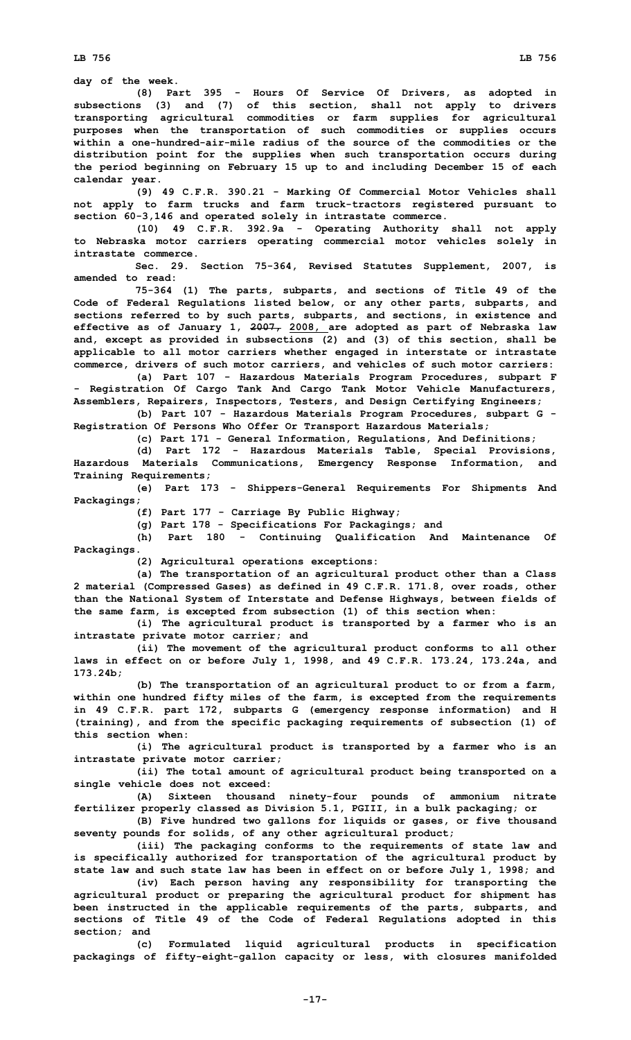day of the week.

(8) Part 395 - Hours Of Service Of Drivers, as adopted in subsections (3) and (7) of this section, shall not apply to drivers transporting agricultural commodities or farm supplies for agricultural purposes when the transportation of such commodities or supplies occurs within a one-hundred-air-mile radius of the source of the commodities or the distribution point for the supplies when such transportation occurs during the period beginning on February 15 up to and including December 15 of each calendar year.

(9) 49 C.F.R. 390.21 - Marking Of Commercial Motor Vehicles shall not apply to farm trucks and farm truck-tractors registered pursuant to section 60-3,146 and operated solely in intrastate commerce.

(10) 49 C.F.R. 392.9a - Operating Authority shall not apply to Nebraska motor carriers operating commercial motor vehicles solely in intrastate commerce.

Sec. 29. Section 75-364, Revised Statutes Supplement, 2007, is amended to read:

75-364 (1) The parts, subparts, and sections of Title 49 of the Code of Federal Regulations listed below, or any other parts, subparts, and sections referred to by such parts, subparts, and sections, in existence and effective as of January 1, ~~2007,~~ 2008, are adopted as part of Nebraska law and, except as provided in subsections (2) and (3) of this section, shall be applicable to all motor carriers whether engaged in interstate or intrastate commerce, drivers of such motor carriers, and vehicles of such motor carriers:

(a) Part 107 - Hazardous Materials Program Procedures, subpart F - Registration Of Cargo Tank And Cargo Tank Motor Vehicle Manufacturers, Assemblers, Repairers, Inspectors, Testers, and Design Certifying Engineers;

(b) Part 107 - Hazardous Materials Program Procedures, subpart G - Registration Of Persons Who Offer Or Transport Hazardous Materials;

(c) Part 171 - General Information, Regulations, And Definitions;

(d) Part 172 - Hazardous Materials Table, Special Provisions, Hazardous Materials Communications, Emergency Response Information, and Training Requirements;

(e) Part 173 - Shippers-General Requirements For Shipments And Packagings;

(f) Part 177 - Carriage By Public Highway;

(g) Part 178 - Specifications For Packagings; and

(h) Part 180 - Continuing Qualification And Maintenance Of Packagings.

(2) Agricultural operations exceptions:

(a) The transportation of an agricultural product other than a Class 2 material (Compressed Gases) as defined in 49 C.F.R. 171.8, over roads, other than the National System of Interstate and Defense Highways, between fields of the same farm, is excepted from subsection (1) of this section when:

(i) The agricultural product is transported by a farmer who is an intrastate private motor carrier; and

(ii) The movement of the agricultural product conforms to all other laws in effect on or before July 1, 1998, and 49 C.F.R. 173.24, 173.24a, and 173.24b;

(b) The transportation of an agricultural product to or from a farm, within one hundred fifty miles of the farm, is excepted from the requirements in 49 C.F.R. part 172, subparts G (emergency response information) and H (training), and from the specific packaging requirements of subsection (1) of this section when:

(i) The agricultural product is transported by a farmer who is an intrastate private motor carrier;

(ii) The total amount of agricultural product being transported on a single vehicle does not exceed:

(A) Sixteen thousand ninety-four pounds of ammonium nitrate fertilizer properly classed as Division 5.1, PGIII, in a bulk packaging; or

(B) Five hundred two gallons for liquids or gases, or five thousand seventy pounds for solids, of any other agricultural product;

(iii) The packaging conforms to the requirements of state law and is specifically authorized for transportation of the agricultural product by state law and such state law has been in effect on or before July 1, 1998; and

(iv) Each person having any responsibility for transporting the agricultural product or preparing the agricultural product for shipment has been instructed in the applicable requirements of the parts, subparts, and sections of Title 49 of the Code of Federal Regulations adopted in this section; and

(c) Formulated liquid agricultural products in specification packagings of fifty-eight-gallon capacity or less, with closures manifolded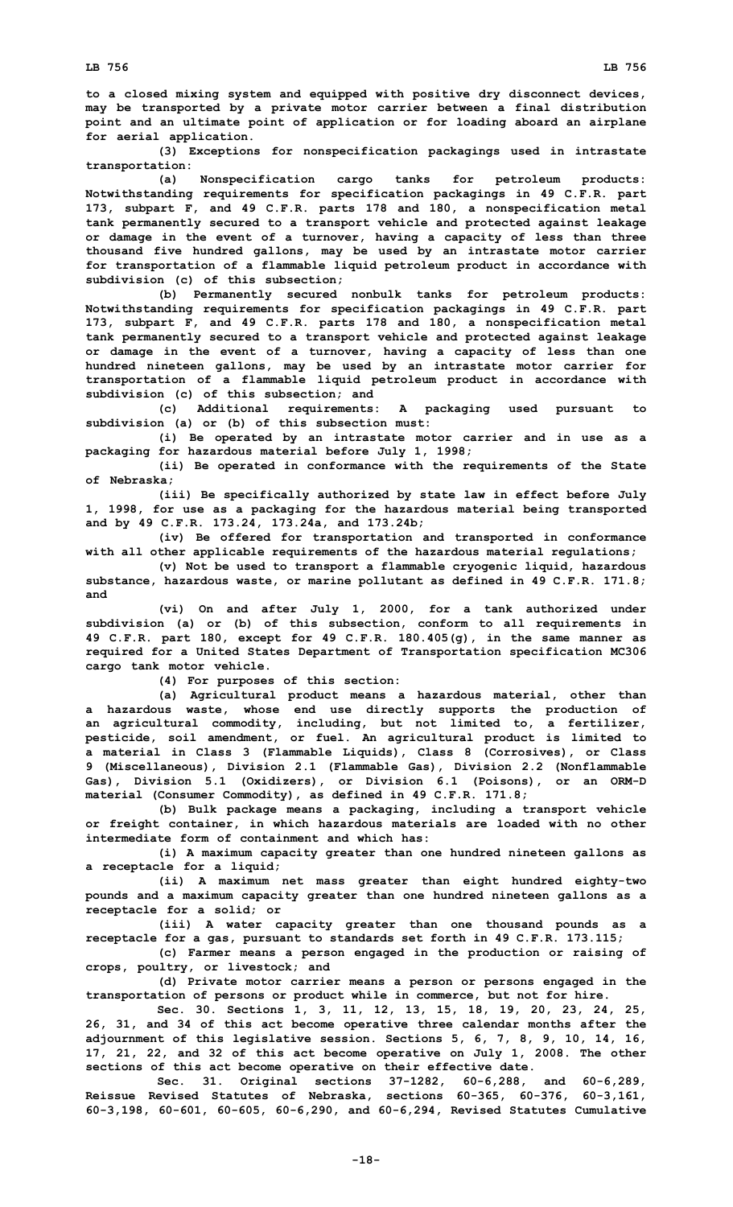to a closed mixing system and equipped with positive dry disconnect devices, may be transported by a private motor carrier between a final distribution point and an ultimate point of application or for loading aboard an airplane for aerial application.

(3) Exceptions for nonspecification packagings used in intrastate transportation:

(a) Nonspecification cargo tanks for petroleum products: Notwithstanding requirements for specification packagings in 49 C.F.R. part 173, subpart F, and 49 C.F.R. parts 178 and 180, a nonspecification metal tank permanently secured to a transport vehicle and protected against leakage or damage in the event of a turnover, having a capacity of less than three thousand five hundred gallons, may be used by an intrastate motor carrier for transportation of a flammable liquid petroleum product in accordance with subdivision (c) of this subsection;

(b) Permanently secured nonbulk tanks for petroleum products: Notwithstanding requirements for specification packagings in 49 C.F.R. part 173, subpart F, and 49 C.F.R. parts 178 and 180, a nonspecification metal tank permanently secured to a transport vehicle and protected against leakage or damage in the event of a turnover, having a capacity of less than one hundred nineteen gallons, may be used by an intrastate motor carrier for transportation of a flammable liquid petroleum product in accordance with subdivision (c) of this subsection; and

(c) Additional requirements: A packaging used pursuant to subdivision (a) or (b) of this subsection must:

(i) Be operated by an intrastate motor carrier and in use as a packaging for hazardous material before July 1, 1998;

(ii) Be operated in conformance with the requirements of the State of Nebraska;

(iii) Be specifically authorized by state law in effect before July 1, 1998, for use as a packaging for the hazardous material being transported and by 49 C.F.R. 173.24, 173.24a, and 173.24b;

(iv) Be offered for transportation and transported in conformance with all other applicable requirements of the hazardous material regulations;

(v) Not be used to transport a flammable cryogenic liquid, hazardous substance, hazardous waste, or marine pollutant as defined in 49 C.F.R. 171.8; and

(vi) On and after July 1, 2000, for a tank authorized under subdivision (a) or (b) of this subsection, conform to all requirements in 49 C.F.R. part 180, except for 49 C.F.R. 180.405(g), in the same manner as required for a United States Department of Transportation specification MC306 cargo tank motor vehicle.

(4) For purposes of this section:

(a) Agricultural product means a hazardous material, other than a hazardous waste, whose end use directly supports the production of an agricultural commodity, including, but not limited to, a fertilizer, pesticide, soil amendment, or fuel. An agricultural product is limited to a material in Class 3 (Flammable Liquids), Class 8 (Corrosives), or Class 9 (Miscellaneous), Division 2.1 (Flammable Gas), Division 2.2 (Nonflammable Gas), Division 5.1 (Oxidizers), or Division 6.1 (Poisons), or an ORM-D material (Consumer Commodity), as defined in 49 C.F.R. 171.8;

(b) Bulk package means a packaging, including a transport vehicle or freight container, in which hazardous materials are loaded with no other intermediate form of containment and which has:

(i) A maximum capacity greater than one hundred nineteen gallons as a receptacle for a liquid;

(ii) A maximum net mass greater than eight hundred eighty-two pounds and a maximum capacity greater than one hundred nineteen gallons as a receptacle for a solid; or

(iii) A water capacity greater than one thousand pounds as a receptacle for a gas, pursuant to standards set forth in 49 C.F.R. 173.115;

(c) Farmer means a person engaged in the production or raising of crops, poultry, or livestock; and

(d) Private motor carrier means a person or persons engaged in the transportation of persons or product while in commerce, but not for hire.

Sec. 30. Sections 1, 3, 11, 12, 13, 15, 18, 19, 20, 23, 24, 25, 26, 31, and 34 of this act become operative three calendar months after the adjournment of this legislative session. Sections 5, 6, 7, 8, 9, 10, 14, 16, 17, 21, 22, and 32 of this act become operative on July 1, 2008. The other sections of this act become operative on their effective date.

Sec. 31. Original sections 37-1282, 60-6,288, and 60-6,289, Reissue Revised Statutes of Nebraska, sections 60-365, 60-376, 60-3,161, 60-3,198, 60-601, 60-605, 60-6,290, and 60-6,294, Revised Statutes Cumulative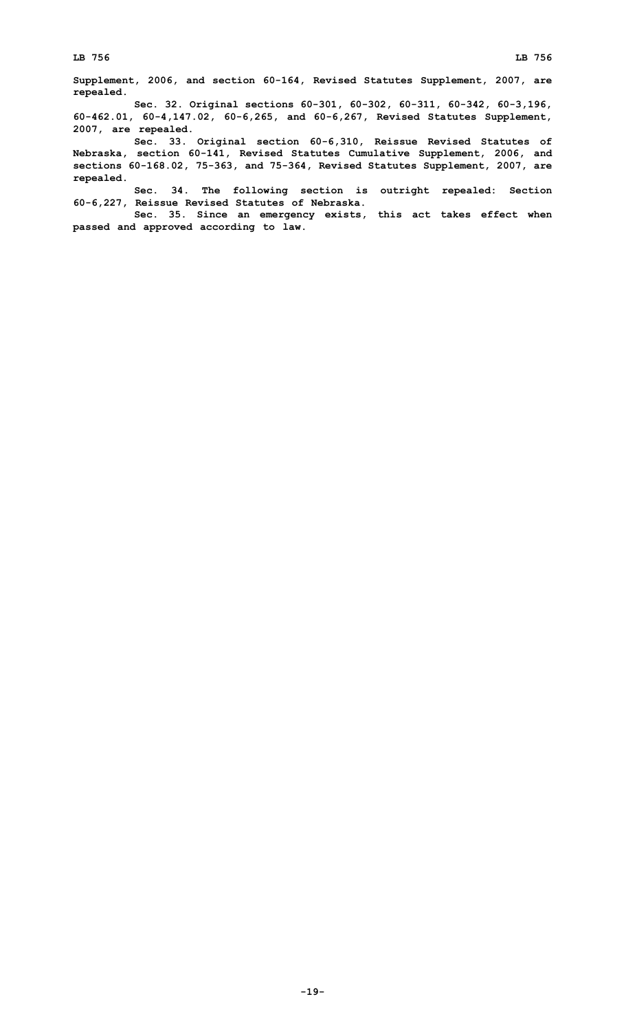**Supplement, 2006, and section 60-164, Revised Statutes Supplement, 2007, are repealed.**

**Sec. 32. Original sections 60-301, 60-302, 60-311, 60-342, 60-3,196, 60-462.01, 60-4,147.02, 60-6,265, and 60-6,267, Revised Statutes Supplement, 2007, are repealed.**

**Sec. 33. Original section 60-6,310, Reissue Revised Statutes of Nebraska, section 60-141, Revised Statutes Cumulative Supplement, 2006, and sections 60-168.02, 75-363, and 75-364, Revised Statutes Supplement, 2007, are repealed.**

**Sec. 34. The following section is outright repealed: Section 60-6,227, Reissue Revised Statutes of Nebraska.**

**Sec. 35. Since an emergency exists, this act takes effect when passed and approved according to law.**